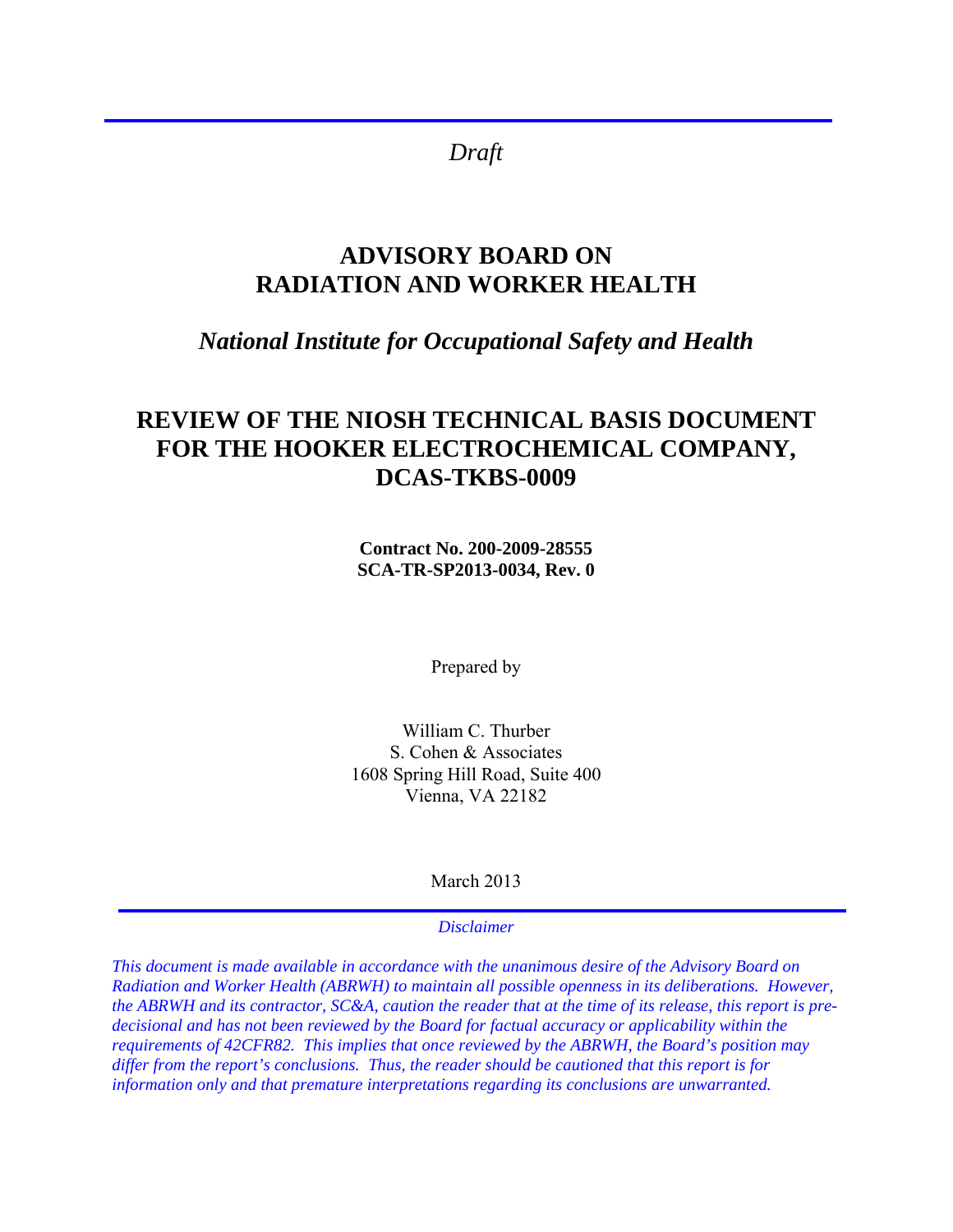*Draft*

# ADVISORY BOARD ON RADIATION AND WORKER HEALTH

## *National Institute for Occupational Safety and Health*

# REVIEW OF THE NIOSH TECHNICAL BASIS DOCUMENT FOR THE HOOKER ELECTROCHEMICAL COMPANY, DCAS-TKBS-0009

**Contract No. 200-2009-28555**
**SCA-TR-SP2013-0034, Rev. 0**

Prepared by

William C. Thurber
S. Cohen & Associates
1608 Spring Hill Road, Suite 400
Vienna, VA 22182

March 2013

*Disclaimer*

*This document is made available in accordance with the unanimous desire of the Advisory Board on Radiation and Worker Health (ABRWH) to maintain all possible openness in its deliberations. However, the ABRWH and its contractor, SC&A, caution the reader that at the time of its release, this report is pre-decisional and has not been reviewed by the Board for factual accuracy or applicability within the requirements of 42CFR82. This implies that once reviewed by the ABRWH, the Board's position may differ from the report's conclusions. Thus, the reader should be cautioned that this report is for information only and that premature interpretations regarding its conclusions are unwarranted.*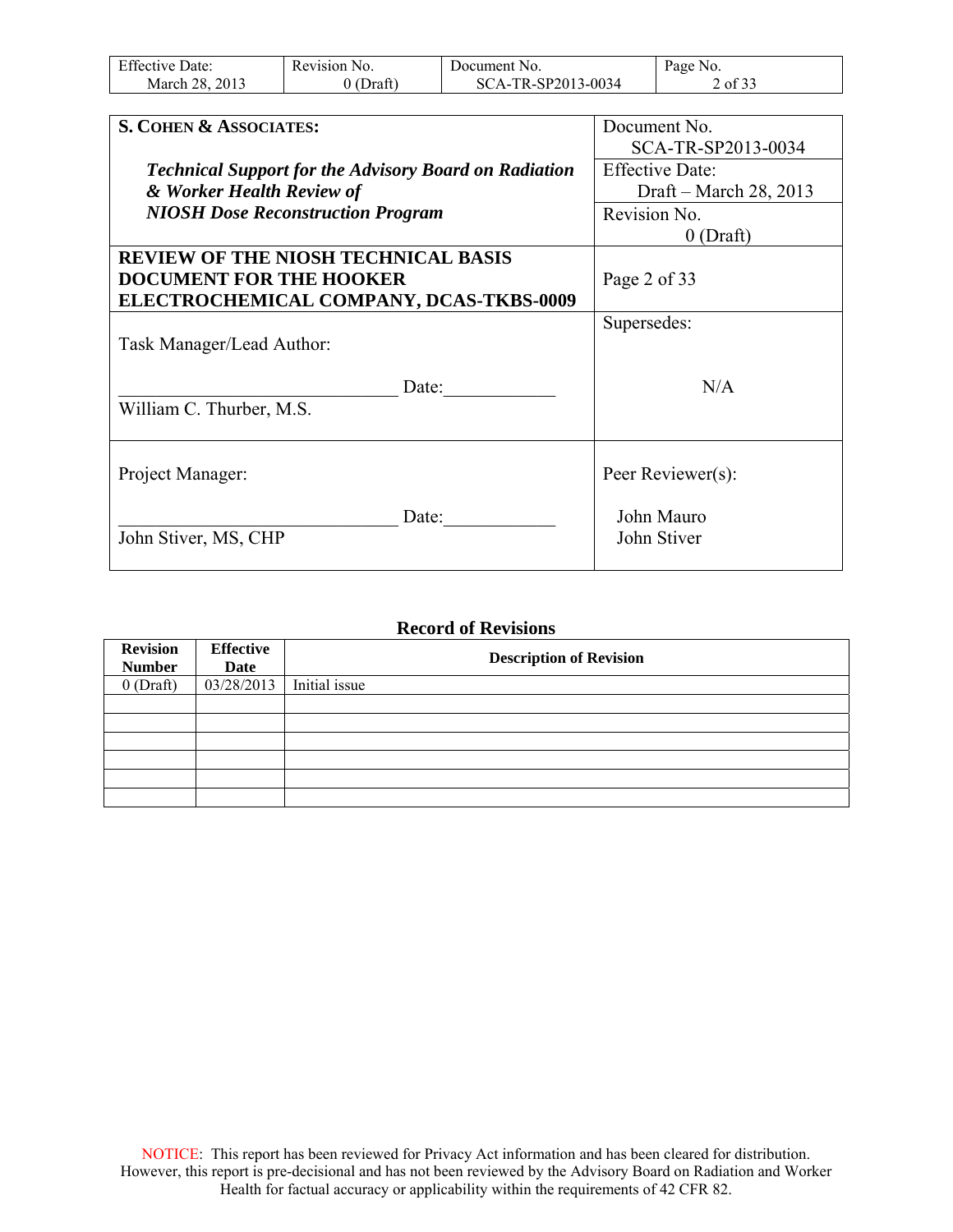| **S. COHEN & ASSOCIATES:** <br><br> ***Technical Support for the Advisory Board on Radiation & Worker Health Review of NIOSH Dose Reconstruction Program*** | Document No. <br> SCA-TR-SP2013-0034 |
|---|---|
| | Effective Date: <br> Draft – March 28, 2013 |
| | Revision No. <br> 0 (Draft) |
| **REVIEW OF THE NIOSH TECHNICAL BASIS DOCUMENT FOR THE HOOKER ELECTROCHEMICAL COMPANY, DCAS-TKBS-0009** | Page 2 of 33 |
| Task Manager/Lead Author: <br><br> ______________________________ Date:____________ <br> William C. Thurber, M.S. | Supersedes: <br><br> N/A |
| Project Manager: <br><br> ______________________________ Date:____________ <br> John Stiver, MS, CHP | Peer Reviewer(s): <br><br> John Mauro <br> John Stiver |

**Record of Revisions**

| Revision Number | Effective Date | Description of Revision |
|---|---|---|
| 0 (Draft) | 03/28/2013 | Initial issue |
| | | |
| | | |
| | | |
| | | |
| | | |
| | | |

NOTICE: This report has been reviewed for Privacy Act information and has been cleared for distribution. However, this report is pre-decisional and has not been reviewed by the Advisory Board on Radiation and Worker Health for factual accuracy or applicability within the requirements of 42 CFR 82.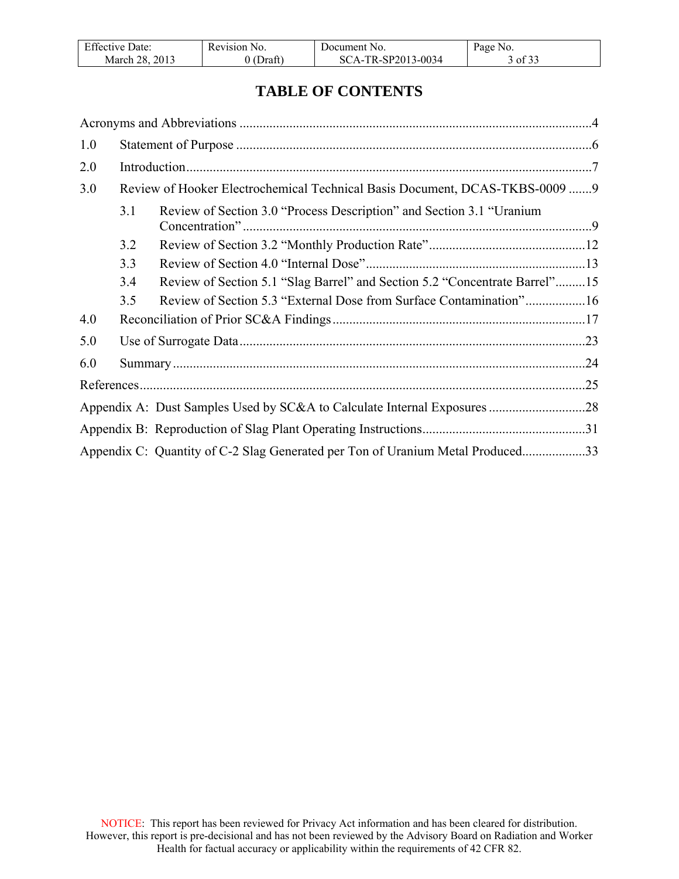# TABLE OF CONTENTS

Acronyms and Abbreviations ....................................................................................................4

1.0 Statement of Purpose ..........................................................................................................6

2.0 Introduction.........................................................................................................................7

3.0 Review of Hooker Electrochemical Technical Basis Document, DCAS-TKBS-0009 .......9

- 3.1 Review of Section 3.0 "Process Description" and Section 3.1 "Uranium Concentration" .........................................................................................................9
- 3.2 Review of Section 3.2 "Monthly Production Rate"...............................................12
- 3.3 Review of Section 4.0 "Internal Dose"..................................................................13
- 3.4 Review of Section 5.1 "Slag Barrel" and Section 5.2 "Concentrate Barrel".........15
- 3.5 Review of Section 5.3 "External Dose from Surface Contamination"..................16

4.0 Reconciliation of Prior SC&A Findings ...........................................................................17

5.0 Use of Surrogate Data........................................................................................................23

6.0 Summary ...........................................................................................................................24

References....................................................................................................................................25

Appendix A: Dust Samples Used by SC&A to Calculate Internal Exposures .............................28

Appendix B: Reproduction of Slag Plant Operating Instructions.................................................31

Appendix C: Quantity of C-2 Slag Generated per Ton of Uranium Metal Produced..................33

NOTICE: This report has been reviewed for Privacy Act information and has been cleared for distribution. However, this report is pre-decisional and has not been reviewed by the Advisory Board on Radiation and Worker Health for factual accuracy or applicability within the requirements of 42 CFR 82.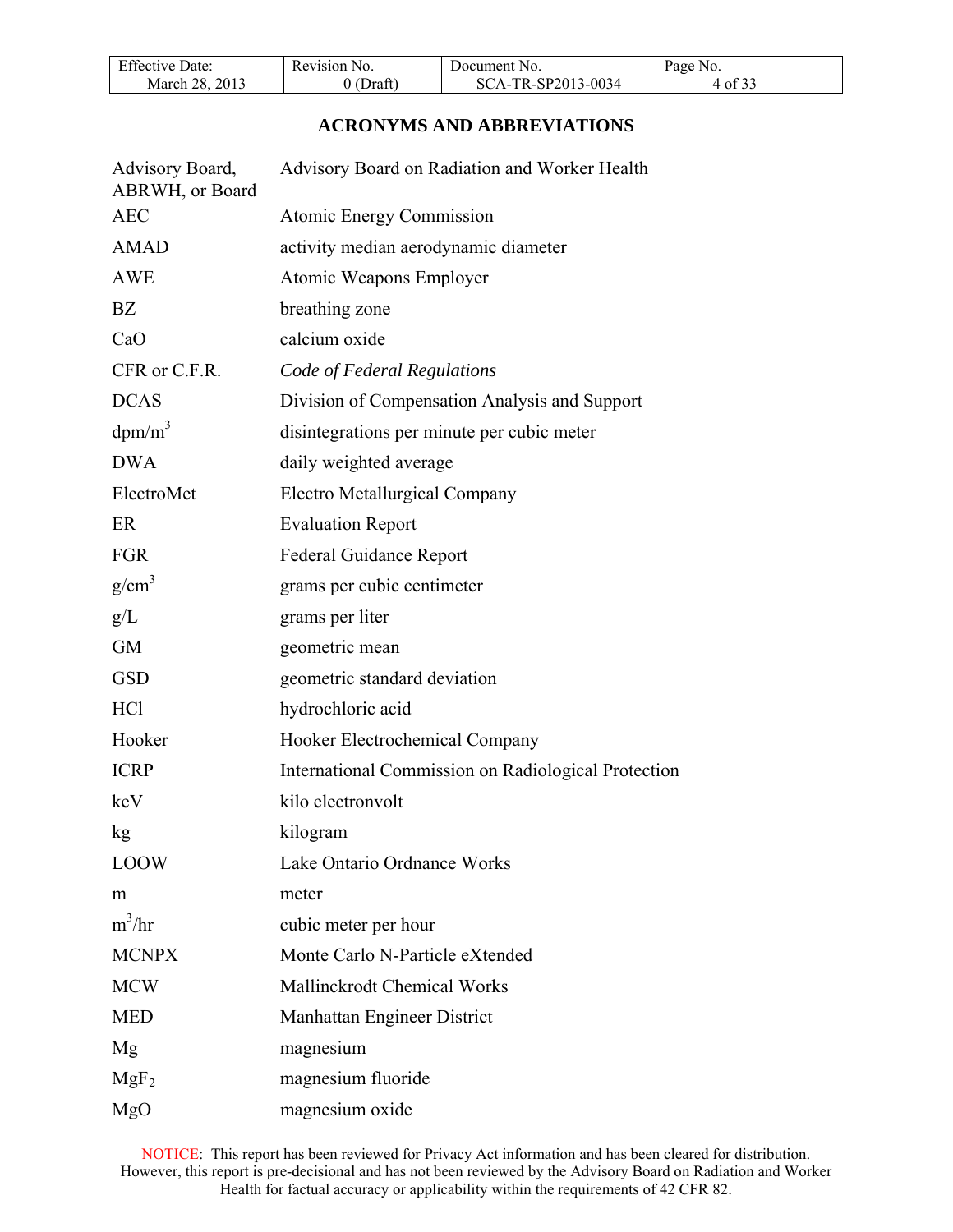## ACRONYMS AND ABBREVIATIONS

| | |
|---|---|
| Advisory Board, ABRWH, or Board | Advisory Board on Radiation and Worker Health |
| AEC | Atomic Energy Commission |
| AMAD | activity median aerodynamic diameter |
| AWE | Atomic Weapons Employer |
| BZ | breathing zone |
| CaO | calcium oxide |
| CFR or C.F.R. | *Code of Federal Regulations* |
| DCAS | Division of Compensation Analysis and Support |
| $dpm/m^3$ | disintegrations per minute per cubic meter |
| DWA | daily weighted average |
| ElectroMet | Electro Metallurgical Company |
| ER | Evaluation Report |
| FGR | Federal Guidance Report |
| $g/cm^3$ | grams per cubic centimeter |
| g/L | grams per liter |
| GM | geometric mean |
| GSD | geometric standard deviation |
| HCl | hydrochloric acid |
| Hooker | Hooker Electrochemical Company |
| ICRP | International Commission on Radiological Protection |
| keV | kilo electronvolt |
| kg | kilogram |
| LOOW | Lake Ontario Ordnance Works |
| m | meter |
| $m^3/hr$ | cubic meter per hour |
| MCNPX | Monte Carlo N-Particle eXtended |
| MCW | Mallinckrodt Chemical Works |
| MED | Manhattan Engineer District |
| Mg | magnesium |
| $MgF_2$ | magnesium fluoride |
| MgO | magnesium oxide |

NOTICE: This report has been reviewed for Privacy Act information and has been cleared for distribution. However, this report is pre-decisional and has not been reviewed by the Advisory Board on Radiation and Worker Health for factual accuracy or applicability within the requirements of 42 CFR 82.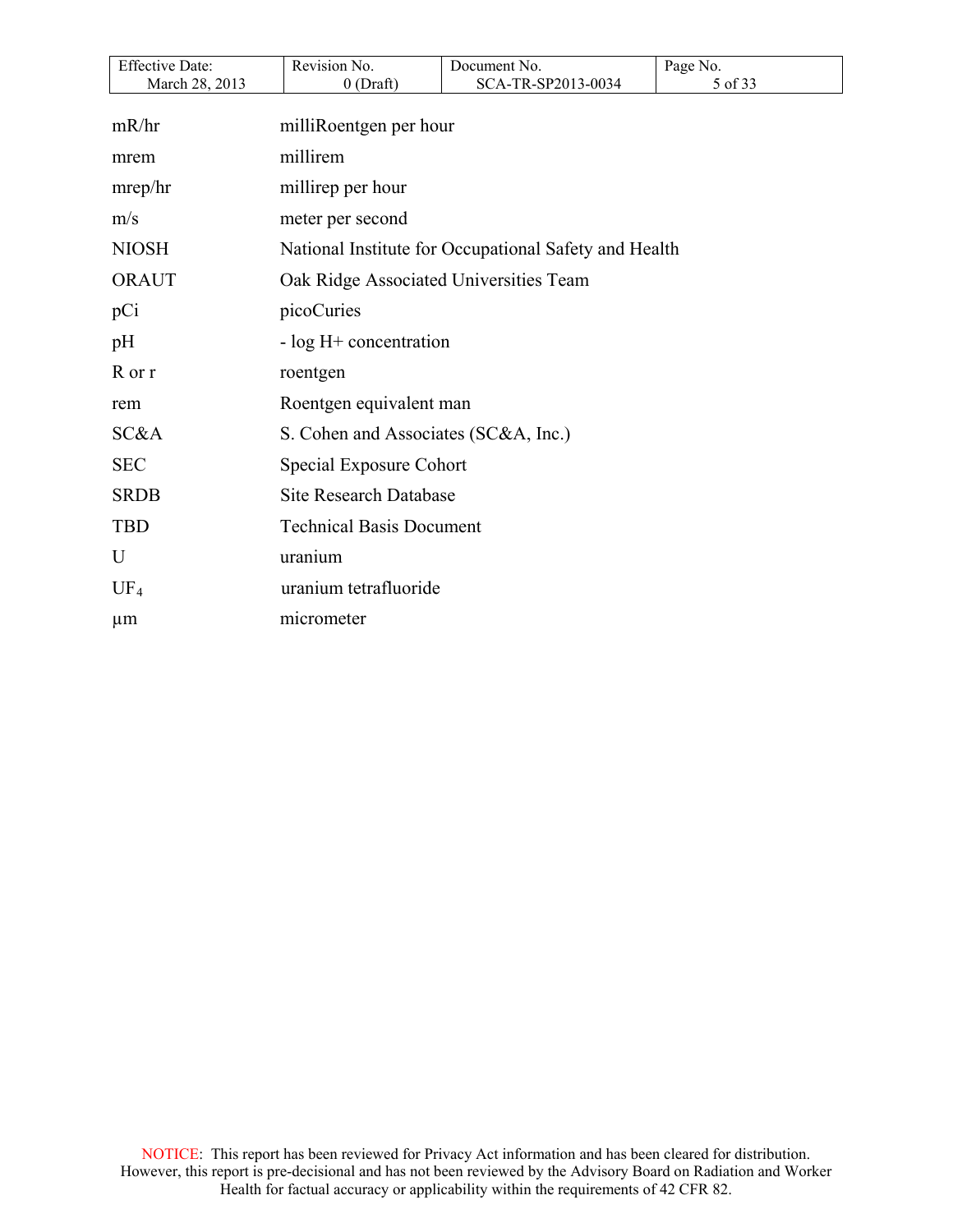| | |
|---|---|
| mR/hr | milliRoentgen per hour |
| mrem | millirem |
| mrep/hr | millirep per hour |
| m/s | meter per second |
| NIOSH | National Institute for Occupational Safety and Health |
| ORAUT | Oak Ridge Associated Universities Team |
| pCi | picoCuries |
| pH | - log H+ concentration |
| R or r | roentgen |
| rem | Roentgen equivalent man |
| SC&A | S. Cohen and Associates (SC&A, Inc.) |
| SEC | Special Exposure Cohort |
| SRDB | Site Research Database |
| TBD | Technical Basis Document |
| U | uranium |
| $UF_4$ | uranium tetrafluoride |
| µm | micrometer |

NOTICE: This report has been reviewed for Privacy Act information and has been cleared for distribution. However, this report is pre-decisional and has not been reviewed by the Advisory Board on Radiation and Worker Health for factual accuracy or applicability within the requirements of 42 CFR 82.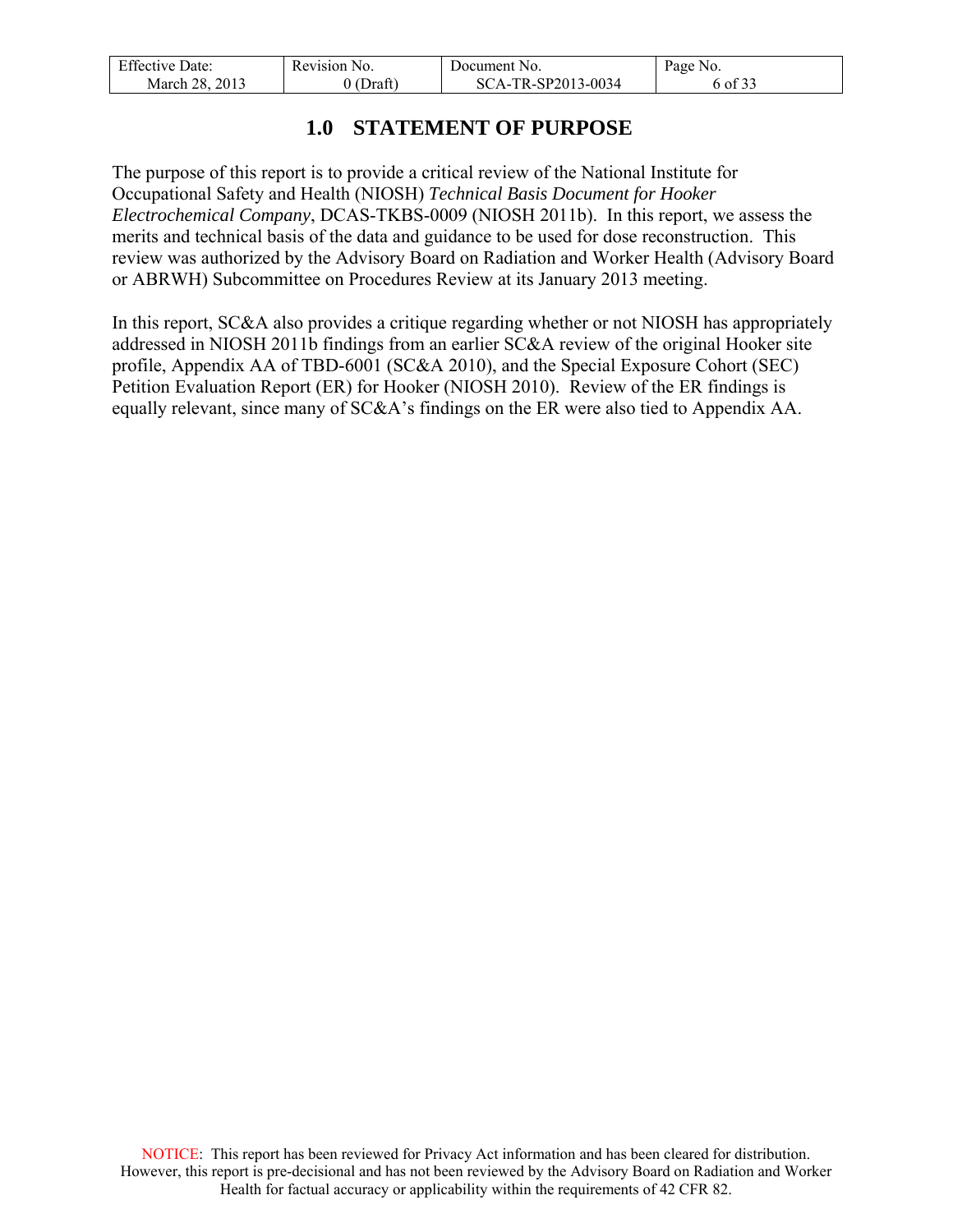# 1.0 STATEMENT OF PURPOSE

The purpose of this report is to provide a critical review of the National Institute for Occupational Safety and Health (NIOSH) *Technical Basis Document for Hooker Electrochemical Company*, DCAS-TKBS-0009 (NIOSH 2011b). In this report, we assess the merits and technical basis of the data and guidance to be used for dose reconstruction. This review was authorized by the Advisory Board on Radiation and Worker Health (Advisory Board or ABRWH) Subcommittee on Procedures Review at its January 2013 meeting.

In this report, SC&A also provides a critique regarding whether or not NIOSH has appropriately addressed in NIOSH 2011b findings from an earlier SC&A review of the original Hooker site profile, Appendix AA of TBD-6001 (SC&A 2010), and the Special Exposure Cohort (SEC) Petition Evaluation Report (ER) for Hooker (NIOSH 2010). Review of the ER findings is equally relevant, since many of SC&A's findings on the ER were also tied to Appendix AA.

NOTICE: This report has been reviewed for Privacy Act information and has been cleared for distribution. However, this report is pre-decisional and has not been reviewed by the Advisory Board on Radiation and Worker Health for factual accuracy or applicability within the requirements of 42 CFR 82.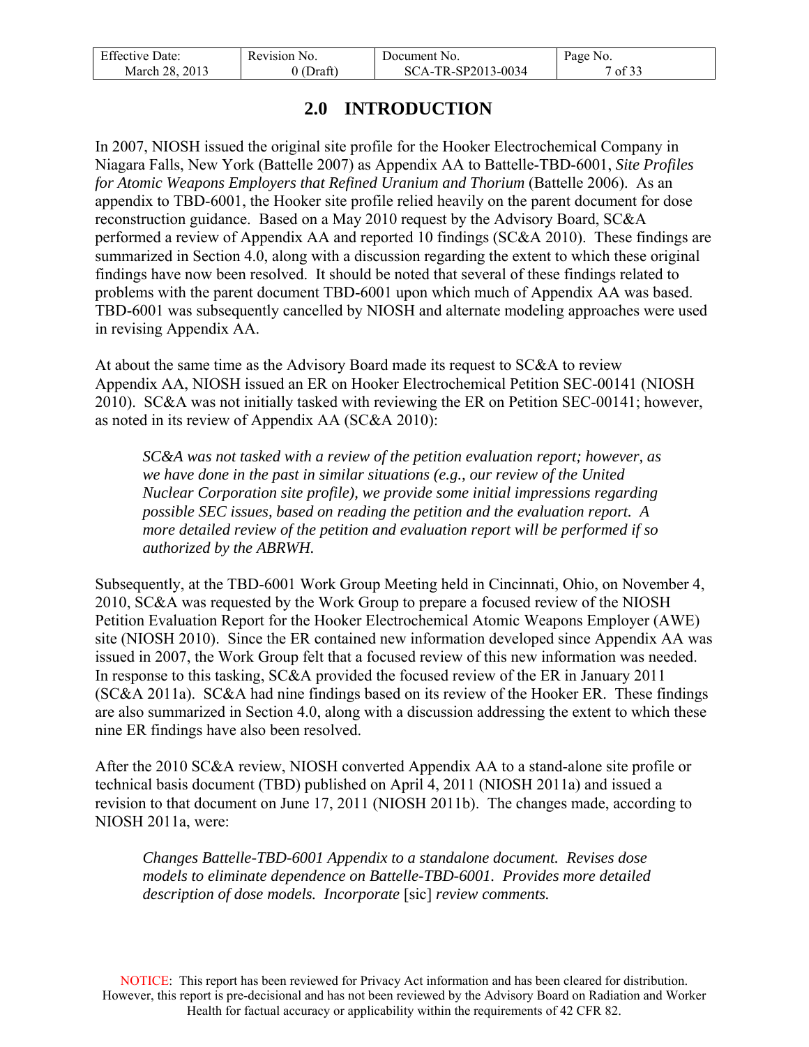## 2.0 INTRODUCTION

In 2007, NIOSH issued the original site profile for the Hooker Electrochemical Company in Niagara Falls, New York (Battelle 2007) as Appendix AA to Battelle-TBD-6001, *Site Profiles for Atomic Weapons Employers that Refined Uranium and Thorium* (Battelle 2006). As an appendix to TBD-6001, the Hooker site profile relied heavily on the parent document for dose reconstruction guidance. Based on a May 2010 request by the Advisory Board, SC&A performed a review of Appendix AA and reported 10 findings (SC&A 2010). These findings are summarized in Section 4.0, along with a discussion regarding the extent to which these original findings have now been resolved. It should be noted that several of these findings related to problems with the parent document TBD-6001 upon which much of Appendix AA was based. TBD-6001 was subsequently cancelled by NIOSH and alternate modeling approaches were used in revising Appendix AA.

At about the same time as the Advisory Board made its request to SC&A to review Appendix AA, NIOSH issued an ER on Hooker Electrochemical Petition SEC-00141 (NIOSH 2010). SC&A was not initially tasked with reviewing the ER on Petition SEC-00141; however, as noted in its review of Appendix AA (SC&A 2010):

> *SC&A was not tasked with a review of the petition evaluation report; however, as we have done in the past in similar situations (e.g., our review of the United Nuclear Corporation site profile), we provide some initial impressions regarding possible SEC issues, based on reading the petition and the evaluation report. A more detailed review of the petition and evaluation report will be performed if so authorized by the ABRWH.*

Subsequently, at the TBD-6001 Work Group Meeting held in Cincinnati, Ohio, on November 4, 2010, SC&A was requested by the Work Group to prepare a focused review of the NIOSH Petition Evaluation Report for the Hooker Electrochemical Atomic Weapons Employer (AWE) site (NIOSH 2010). Since the ER contained new information developed since Appendix AA was issued in 2007, the Work Group felt that a focused review of this new information was needed. In response to this tasking, SC&A provided the focused review of the ER in January 2011 (SC&A 2011a). SC&A had nine findings based on its review of the Hooker ER. These findings are also summarized in Section 4.0, along with a discussion addressing the extent to which these nine ER findings have also been resolved.

After the 2010 SC&A review, NIOSH converted Appendix AA to a stand-alone site profile or technical basis document (TBD) published on April 4, 2011 (NIOSH 2011a) and issued a revision to that document on June 17, 2011 (NIOSH 2011b). The changes made, according to NIOSH 2011a, were:

> *Changes Battelle-TBD-6001 Appendix to a standalone document. Revises dose models to eliminate dependence on Battelle-TBD-6001. Provides more detailed description of dose models. Incorporate* [sic] *review comments.*

NOTICE: This report has been reviewed for Privacy Act information and has been cleared for distribution. However, this report is pre-decisional and has not been reviewed by the Advisory Board on Radiation and Worker Health for factual accuracy or applicability within the requirements of 42 CFR 82.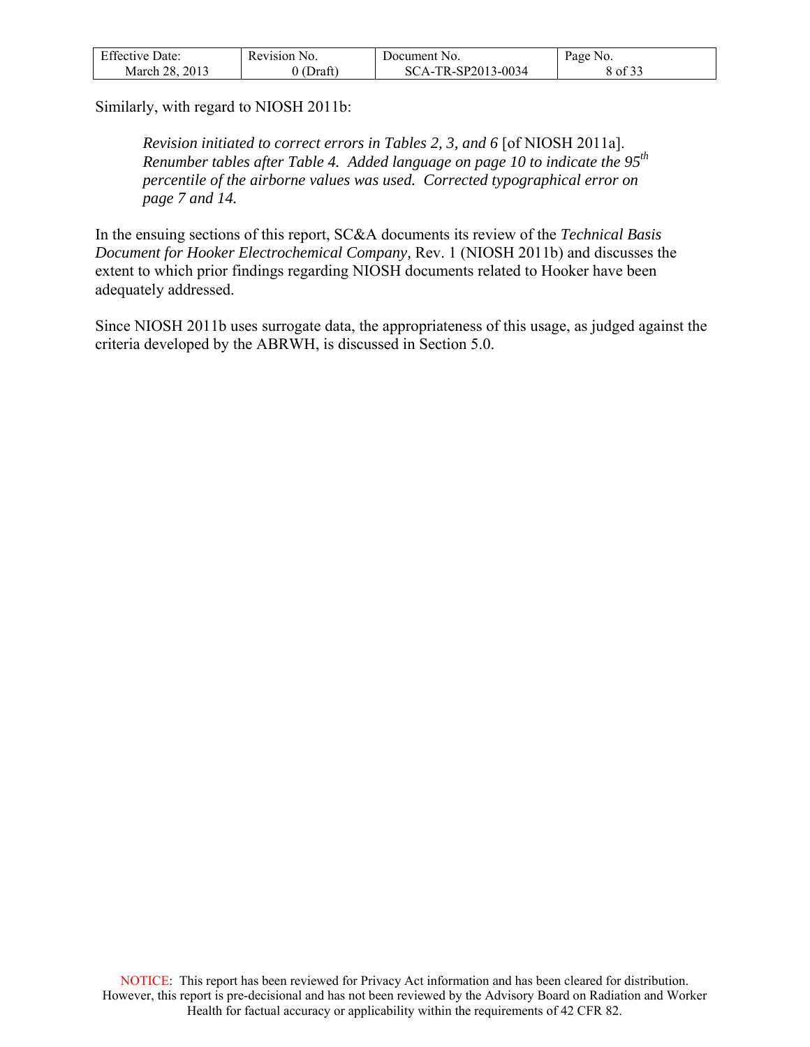Similarly, with regard to NIOSH 2011b:

> *Revision initiated to correct errors in Tables 2, 3, and 6* [of NIOSH 2011a]. *Renumber tables after Table 4. Added language on page 10 to indicate the 95th percentile of the airborne values was used. Corrected typographical error on page 7 and 14.*

In the ensuing sections of this report, SC&A documents its review of the *Technical Basis Document for Hooker Electrochemical Company,* Rev. 1 (NIOSH 2011b) and discusses the extent to which prior findings regarding NIOSH documents related to Hooker have been adequately addressed.

Since NIOSH 2011b uses surrogate data, the appropriateness of this usage, as judged against the criteria developed by the ABRWH, is discussed in Section 5.0.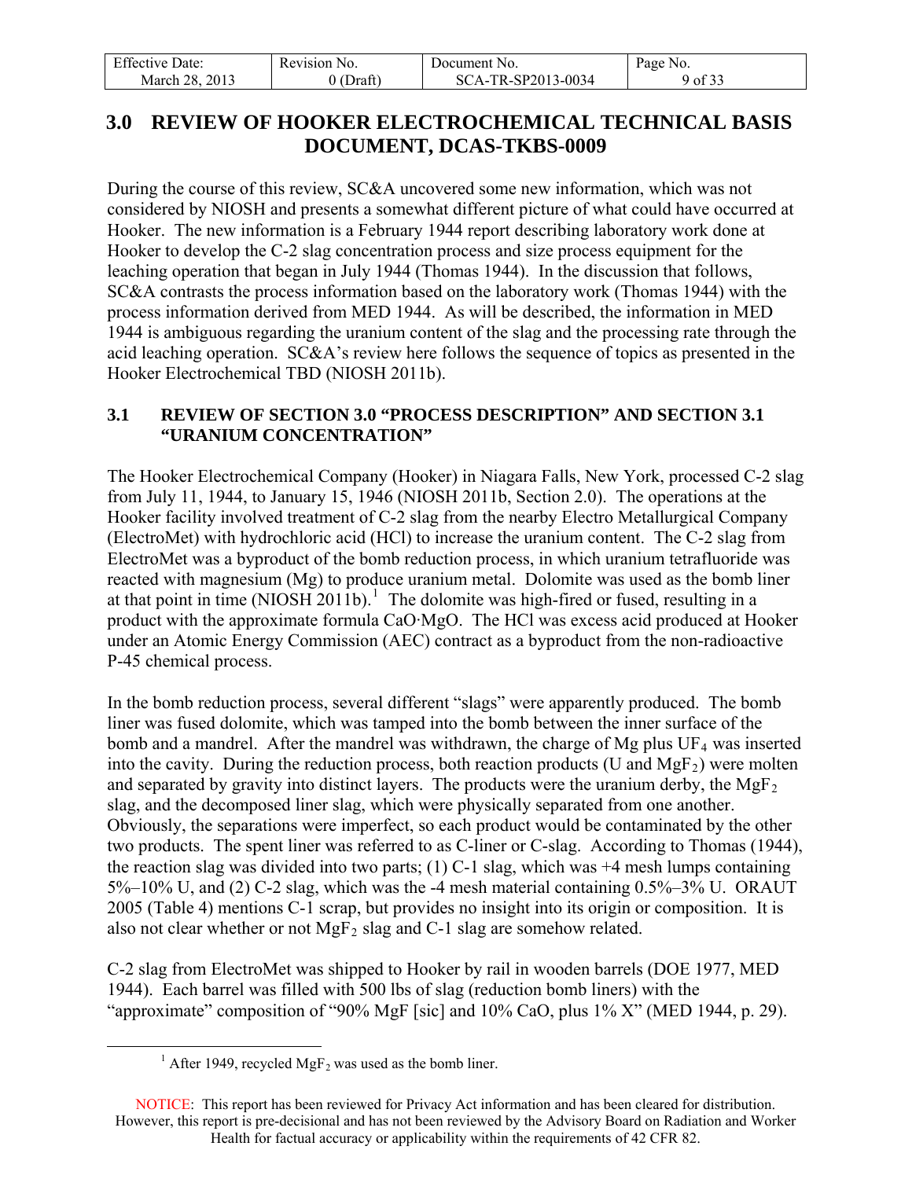## 3.0 REVIEW OF HOOKER ELECTROCHEMICAL TECHNICAL BASIS DOCUMENT, DCAS-TKBS-0009

During the course of this review, SC&A uncovered some new information, which was not considered by NIOSH and presents a somewhat different picture of what could have occurred at Hooker. The new information is a February 1944 report describing laboratory work done at Hooker to develop the C-2 slag concentration process and size process equipment for the leaching operation that began in July 1944 (Thomas 1944). In the discussion that follows, SC&A contrasts the process information based on the laboratory work (Thomas 1944) with the process information derived from MED 1944. As will be described, the information in MED 1944 is ambiguous regarding the uranium content of the slag and the processing rate through the acid leaching operation. SC&A's review here follows the sequence of topics as presented in the Hooker Electrochemical TBD (NIOSH 2011b).

### 3.1 REVIEW OF SECTION 3.0 "PROCESS DESCRIPTION" AND SECTION 3.1 "URANIUM CONCENTRATION"

The Hooker Electrochemical Company (Hooker) in Niagara Falls, New York, processed C-2 slag from July 11, 1944, to January 15, 1946 (NIOSH 2011b, Section 2.0). The operations at the Hooker facility involved treatment of C-2 slag from the nearby Electro Metallurgical Company (ElectroMet) with hydrochloric acid (HCl) to increase the uranium content. The C-2 slag from ElectroMet was a byproduct of the bomb reduction process, in which uranium tetrafluoride was reacted with magnesium (Mg) to produce uranium metal. Dolomite was used as the bomb liner at that point in time (NIOSH 2011b).[1] The dolomite was high-fired or fused, resulting in a product with the approximate formula CaO·MgO. The HCl was excess acid produced at Hooker under an Atomic Energy Commission (AEC) contract as a byproduct from the non-radioactive P-45 chemical process.

In the bomb reduction process, several different "slags" were apparently produced. The bomb liner was fused dolomite, which was tamped into the bomb between the inner surface of the bomb and a mandrel. After the mandrel was withdrawn, the charge of Mg plus $UF_4$ was inserted into the cavity. During the reduction process, both reaction products (U and $MgF_2$) were molten and separated by gravity into distinct layers. The products were the uranium derby, the $MgF_2$ slag, and the decomposed liner slag, which were physically separated from one another. Obviously, the separations were imperfect, so each product would be contaminated by the other two products. The spent liner was referred to as C-liner or C-slag. According to Thomas (1944), the reaction slag was divided into two parts; (1) C-1 slag, which was +4 mesh lumps containing 5%–10% U, and (2) C-2 slag, which was the -4 mesh material containing 0.5%–3% U. ORAUT 2005 (Table 4) mentions C-1 scrap, but provides no insight into its origin or composition. It is also not clear whether or not $MgF_2$ slag and C-1 slag are somehow related.

C-2 slag from ElectroMet was shipped to Hooker by rail in wooden barrels (DOE 1977, MED 1944). Each barrel was filled with 500 lbs of slag (reduction bomb liners) with the "approximate" composition of "90% MgF [sic] and 10% CaO, plus 1% X" (MED 1944, p. 29).

[1] After 1949, recycled $MgF_2$ was used as the bomb liner.

NOTICE: This report has been reviewed for Privacy Act information and has been cleared for distribution. However, this report is pre-decisional and has not been reviewed by the Advisory Board on Radiation and Worker Health for factual accuracy or applicability within the requirements of 42 CFR 82.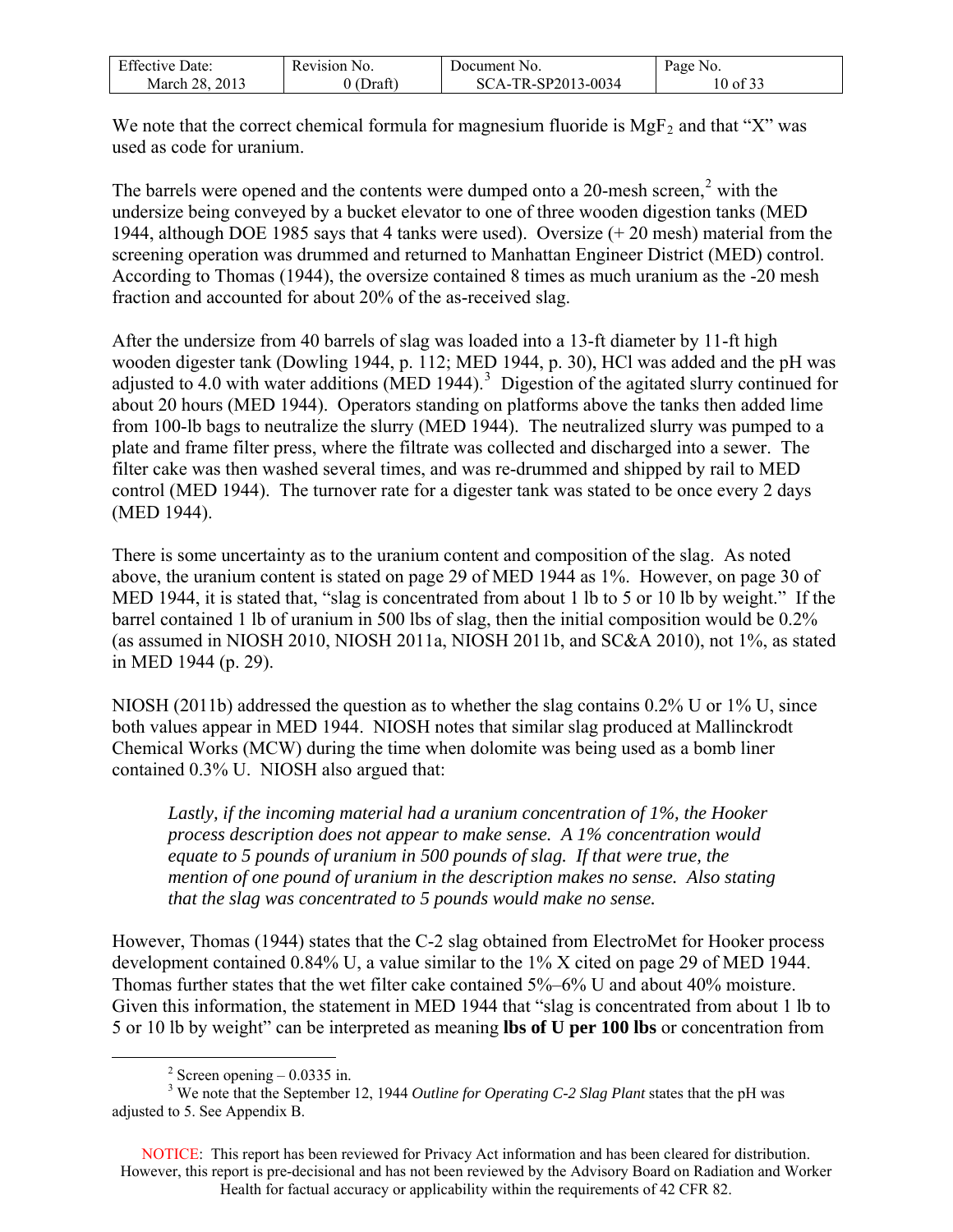We note that the correct chemical formula for magnesium fluoride is $MgF_2$ and that "X" was used as code for uranium.

The barrels were opened and the contents were dumped onto a 20-mesh screen,[2] with the undersize being conveyed by a bucket elevator to one of three wooden digestion tanks (MED 1944, although DOE 1985 says that 4 tanks were used). Oversize (+ 20 mesh) material from the screening operation was drummed and returned to Manhattan Engineer District (MED) control. According to Thomas (1944), the oversize contained 8 times as much uranium as the -20 mesh fraction and accounted for about 20% of the as-received slag.

After the undersize from 40 barrels of slag was loaded into a 13-ft diameter by 11-ft high wooden digester tank (Dowling 1944, p. 112; MED 1944, p. 30), HCl was added and the pH was adjusted to 4.0 with water additions (MED 1944).[3] Digestion of the agitated slurry continued for about 20 hours (MED 1944). Operators standing on platforms above the tanks then added lime from 100-lb bags to neutralize the slurry (MED 1944). The neutralized slurry was pumped to a plate and frame filter press, where the filtrate was collected and discharged into a sewer. The filter cake was then washed several times, and was re-drummed and shipped by rail to MED control (MED 1944). The turnover rate for a digester tank was stated to be once every 2 days (MED 1944).

There is some uncertainty as to the uranium content and composition of the slag. As noted above, the uranium content is stated on page 29 of MED 1944 as 1%. However, on page 30 of MED 1944, it is stated that, "slag is concentrated from about 1 lb to 5 or 10 lb by weight." If the barrel contained 1 lb of uranium in 500 lbs of slag, then the initial composition would be 0.2% (as assumed in NIOSH 2010, NIOSH 2011a, NIOSH 2011b, and SC&A 2010), not 1%, as stated in MED 1944 (p. 29).

NIOSH (2011b) addressed the question as to whether the slag contains 0.2% U or 1% U, since both values appear in MED 1944. NIOSH notes that similar slag produced at Mallinckrodt Chemical Works (MCW) during the time when dolomite was being used as a bomb liner contained 0.3% U. NIOSH also argued that:

> *Lastly, if the incoming material had a uranium concentration of 1%, the Hooker process description does not appear to make sense. A 1% concentration would equate to 5 pounds of uranium in 500 pounds of slag. If that were true, the mention of one pound of uranium in the description makes no sense. Also stating that the slag was concentrated to 5 pounds would make no sense.*

However, Thomas (1944) states that the C-2 slag obtained from ElectroMet for Hooker process development contained 0.84% U, a value similar to the 1% X cited on page 29 of MED 1944. Thomas further states that the wet filter cake contained 5%–6% U and about 40% moisture. Given this information, the statement in MED 1944 that "slag is concentrated from about 1 lb to 5 or 10 lb by weight" can be interpreted as meaning **lbs of U per 100 lbs** or concentration from

[2] Screen opening – 0.0335 in.

[3] We note that the September 12, 1944 *Outline for Operating C-2 Slag Plant* states that the pH was adjusted to 5. See Appendix B.

NOTICE: This report has been reviewed for Privacy Act information and has been cleared for distribution. However, this report is pre-decisional and has not been reviewed by the Advisory Board on Radiation and Worker Health for factual accuracy or applicability within the requirements of 42 CFR 82.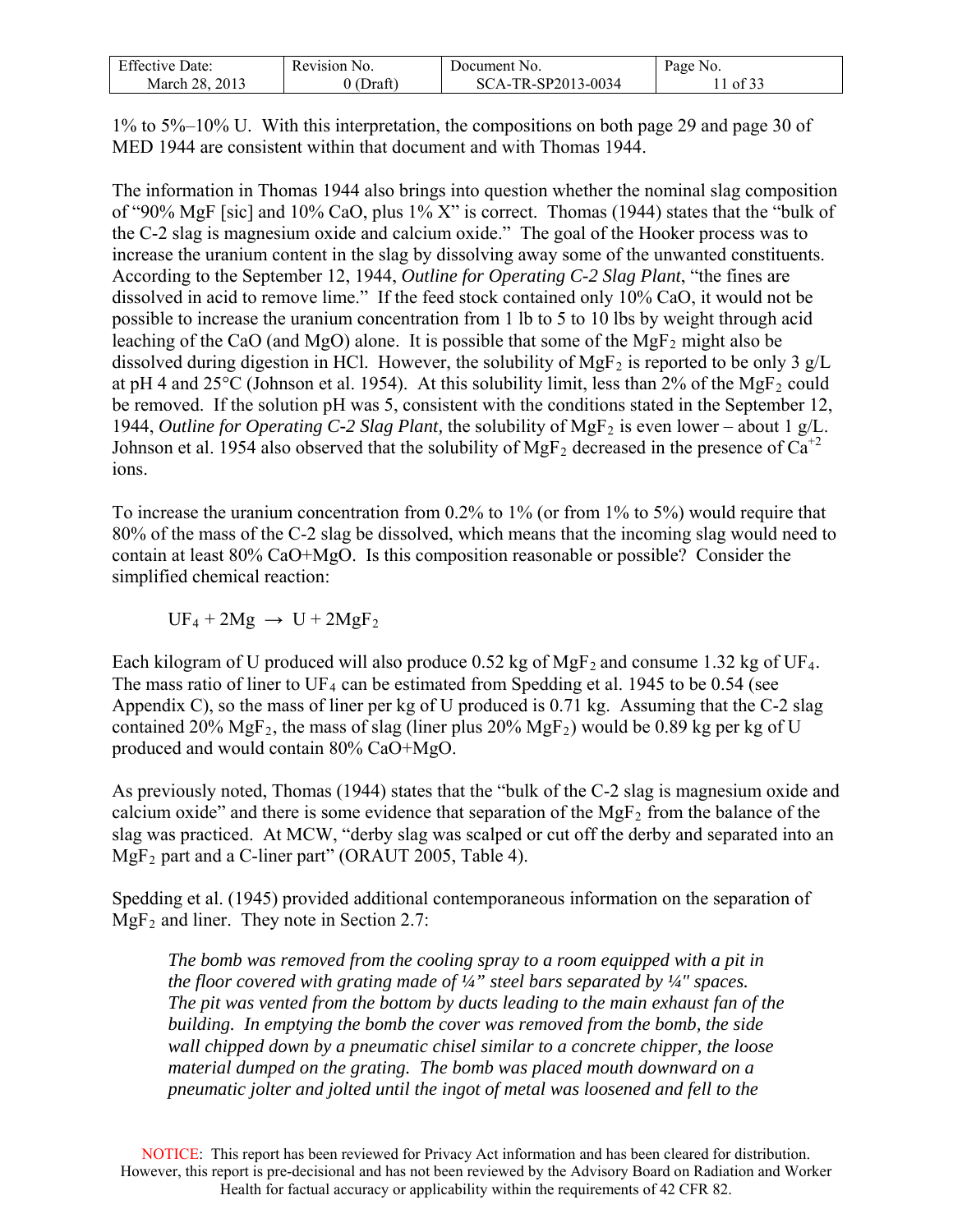1% to 5%–10% U. With this interpretation, the compositions on both page 29 and page 30 of MED 1944 are consistent within that document and with Thomas 1944.

The information in Thomas 1944 also brings into question whether the nominal slag composition of "90% MgF [sic] and 10% CaO, plus 1% X" is correct. Thomas (1944) states that the "bulk of the C-2 slag is magnesium oxide and calcium oxide." The goal of the Hooker process was to increase the uranium content in the slag by dissolving away some of the unwanted constituents. According to the September 12, 1944, *Outline for Operating C-2 Slag Plant*, "the fines are dissolved in acid to remove lime." If the feed stock contained only 10% CaO, it would not be possible to increase the uranium concentration from 1 lb to 5 to 10 lbs by weight through acid leaching of the CaO (and MgO) alone. It is possible that some of the $MgF_2$ might also be dissolved during digestion in HCl. However, the solubility of $MgF_2$ is reported to be only 3 g/L at pH 4 and 25°C (Johnson et al. 1954). At this solubility limit, less than 2% of the $MgF_2$ could be removed. If the solution pH was 5, consistent with the conditions stated in the September 12, 1944, *Outline for Operating C-2 Slag Plant,* the solubility of $MgF_2$ is even lower – about 1 g/L. Johnson et al. 1954 also observed that the solubility of $MgF_2$ decreased in the presence of $Ca^{+2}$ ions.

To increase the uranium concentration from 0.2% to 1% (or from 1% to 5%) would require that 80% of the mass of the C-2 slag be dissolved, which means that the incoming slag would need to contain at least 80% CaO+MgO. Is this composition reasonable or possible? Consider the simplified chemical reaction:

$$UF_4 + 2Mg \rightarrow U + 2MgF_2$$

Each kilogram of U produced will also produce 0.52 kg of $MgF_2$ and consume 1.32 kg of $UF_4$. The mass ratio of liner to $UF_4$ can be estimated from Spedding et al. 1945 to be 0.54 (see Appendix C), so the mass of liner per kg of U produced is 0.71 kg. Assuming that the C-2 slag contained 20% $MgF_2$, the mass of slag (liner plus 20% $MgF_2$) would be 0.89 kg per kg of U produced and would contain 80% CaO+MgO.

As previously noted, Thomas (1944) states that the "bulk of the C-2 slag is magnesium oxide and calcium oxide" and there is some evidence that separation of the $MgF_2$ from the balance of the slag was practiced. At MCW, "derby slag was scalped or cut off the derby and separated into an $MgF_2$ part and a C-liner part" (ORAUT 2005, Table 4).

Spedding et al. (1945) provided additional contemporaneous information on the separation of $MgF_2$ and liner. They note in Section 2.7:

> *The bomb was removed from the cooling spray to a room equipped with a pit in the floor covered with grating made of ¼" steel bars separated by ¼" spaces. The pit was vented from the bottom by ducts leading to the main exhaust fan of the building. In emptying the bomb the cover was removed from the bomb, the side wall chipped down by a pneumatic chisel similar to a concrete chipper, the loose material dumped on the grating. The bomb was placed mouth downward on a pneumatic jolter and jolted until the ingot of metal was loosened and fell to the*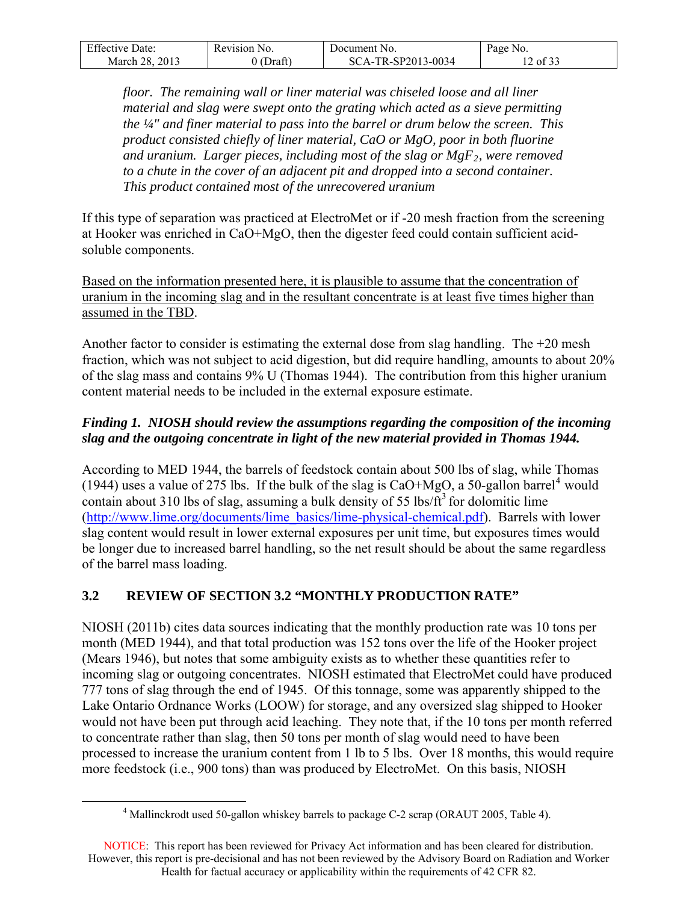*floor. The remaining wall or liner material was chiseled loose and all liner material and slag were swept onto the grating which acted as a sieve permitting the ¼" and finer material to pass into the barrel or drum below the screen. This product consisted chiefly of liner material, CaO or MgO, poor in both fluorine and uranium. Larger pieces, including most of the slag or $MgF_2$, were removed to a chute in the cover of an adjacent pit and dropped into a second container. This product contained most of the unrecovered uranium*

If this type of separation was practiced at ElectroMet or if -20 mesh fraction from the screening at Hooker was enriched in CaO+MgO, then the digester feed could contain sufficient acid-soluble components.

<u>Based on the information presented here, it is plausible to assume that the concentration of uranium in the incoming slag and in the resultant concentrate is at least five times higher than assumed in the TBD</u>.

Another factor to consider is estimating the external dose from slag handling. The +20 mesh fraction, which was not subject to acid digestion, but did require handling, amounts to about 20% of the slag mass and contains 9% U (Thomas 1944). The contribution from this higher uranium content material needs to be included in the external exposure estimate.

***Finding 1. NIOSH should review the assumptions regarding the composition of the incoming slag and the outgoing concentrate in light of the new material provided in Thomas 1944.***

According to MED 1944, the barrels of feedstock contain about 500 lbs of slag, while Thomas (1944) uses a value of 275 lbs. If the bulk of the slag is CaO+MgO, a 50-gallon barrel[4] would contain about 310 lbs of slag, assuming a bulk density of 55 lbs/ft$^3$ for dolomitic lime (http://www.lime.org/documents/lime_basics/lime-physical-chemical.pdf). Barrels with lower slag content would result in lower external exposures per unit time, but exposures times would be longer due to increased barrel handling, so the net result should be about the same regardless of the barrel mass loading.

## 3.2 REVIEW OF SECTION 3.2 "MONTHLY PRODUCTION RATE"

NIOSH (2011b) cites data sources indicating that the monthly production rate was 10 tons per month (MED 1944), and that total production was 152 tons over the life of the Hooker project (Mears 1946), but notes that some ambiguity exists as to whether these quantities refer to incoming slag or outgoing concentrates. NIOSH estimated that ElectroMet could have produced 777 tons of slag through the end of 1945. Of this tonnage, some was apparently shipped to the Lake Ontario Ordnance Works (LOOW) for storage, and any oversized slag shipped to Hooker would not have been put through acid leaching. They note that, if the 10 tons per month referred to concentrate rather than slag, then 50 tons per month of slag would need to have been processed to increase the uranium content from 1 lb to 5 lbs. Over 18 months, this would require more feedstock (i.e., 900 tons) than was produced by ElectroMet. On this basis, NIOSH

[4] Mallinckrodt used 50-gallon whiskey barrels to package C-2 scrap (ORAUT 2005, Table 4).

NOTICE: This report has been reviewed for Privacy Act information and has been cleared for distribution. However, this report is pre-decisional and has not been reviewed by the Advisory Board on Radiation and Worker Health for factual accuracy or applicability within the requirements of 42 CFR 82.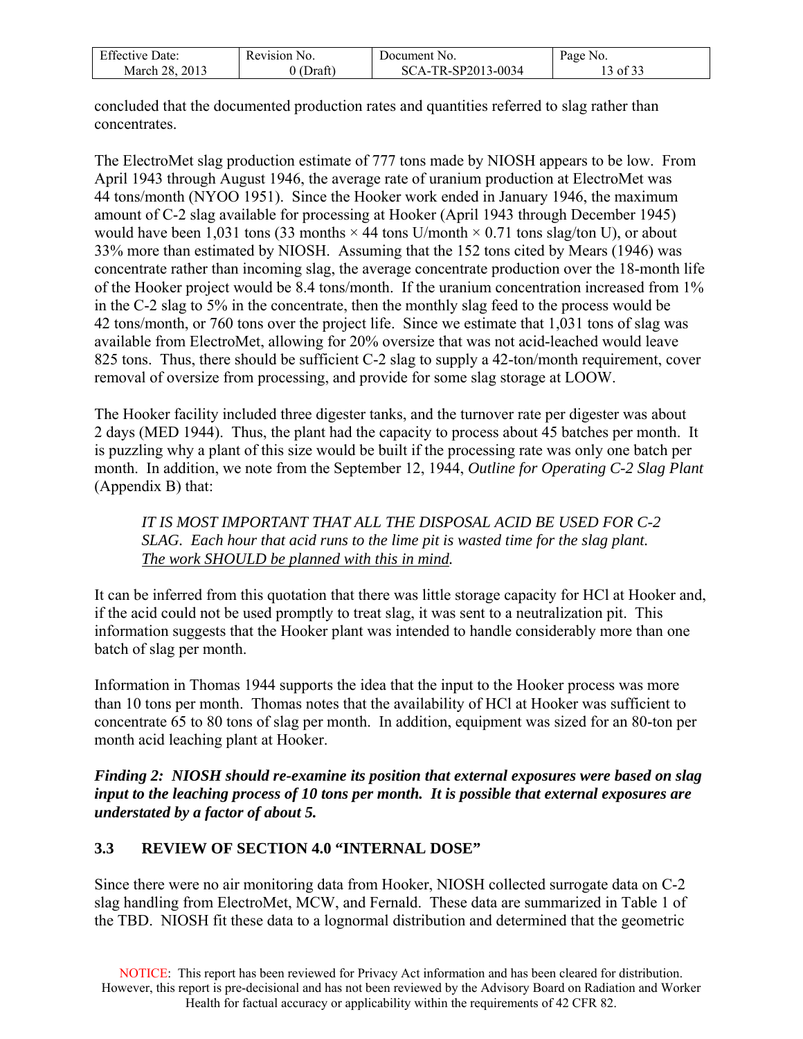concluded that the documented production rates and quantities referred to slag rather than concentrates.

The ElectroMet slag production estimate of 777 tons made by NIOSH appears to be low. From April 1943 through August 1946, the average rate of uranium production at ElectroMet was 44 tons/month (NYOO 1951). Since the Hooker work ended in January 1946, the maximum amount of C-2 slag available for processing at Hooker (April 1943 through December 1945) would have been 1,031 tons (33 months × 44 tons U/month × 0.71 tons slag/ton U), or about 33% more than estimated by NIOSH. Assuming that the 152 tons cited by Mears (1946) was concentrate rather than incoming slag, the average concentrate production over the 18-month life of the Hooker project would be 8.4 tons/month. If the uranium concentration increased from 1% in the C-2 slag to 5% in the concentrate, then the monthly slag feed to the process would be 42 tons/month, or 760 tons over the project life. Since we estimate that 1,031 tons of slag was available from ElectroMet, allowing for 20% oversize that was not acid-leached would leave 825 tons. Thus, there should be sufficient C-2 slag to supply a 42-ton/month requirement, cover removal of oversize from processing, and provide for some slag storage at LOOW.

The Hooker facility included three digester tanks, and the turnover rate per digester was about 2 days (MED 1944). Thus, the plant had the capacity to process about 45 batches per month. It is puzzling why a plant of this size would be built if the processing rate was only one batch per month. In addition, we note from the September 12, 1944, *Outline for Operating C-2 Slag Plant* (Appendix B) that:

> *IT IS MOST IMPORTANT THAT ALL THE DISPOSAL ACID BE USED FOR C-2 SLAG. Each hour that acid runs to the lime pit is wasted time for the slag plant. The work SHOULD be planned with this in mind.*

It can be inferred from this quotation that there was little storage capacity for HCl at Hooker and, if the acid could not be used promptly to treat slag, it was sent to a neutralization pit. This information suggests that the Hooker plant was intended to handle considerably more than one batch of slag per month.

Information in Thomas 1944 supports the idea that the input to the Hooker process was more than 10 tons per month. Thomas notes that the availability of HCl at Hooker was sufficient to concentrate 65 to 80 tons of slag per month. In addition, equipment was sized for an 80-ton per month acid leaching plant at Hooker.

***Finding 2: NIOSH should re-examine its position that external exposures were based on slag input to the leaching process of 10 tons per month. It is possible that external exposures are understated by a factor of about 5.***

## 3.3 REVIEW OF SECTION 4.0 "INTERNAL DOSE"

Since there were no air monitoring data from Hooker, NIOSH collected surrogate data on C-2 slag handling from ElectroMet, MCW, and Fernald. These data are summarized in Table 1 of the TBD. NIOSH fit these data to a lognormal distribution and determined that the geometric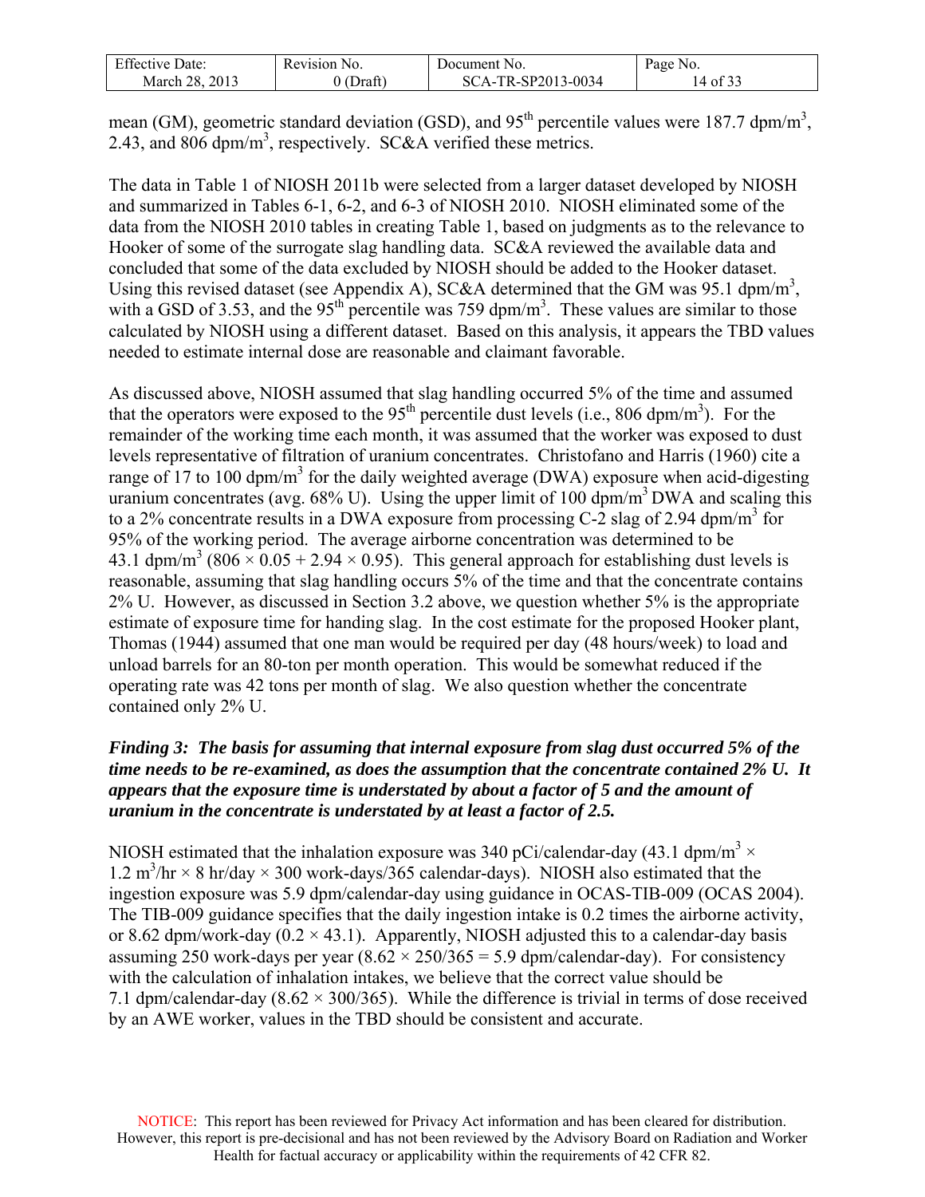mean (GM), geometric standard deviation (GSD), and 95th percentile values were 187.7 dpm/m$^3$, 2.43, and 806 dpm/m$^3$, respectively. SC&A verified these metrics.

The data in Table 1 of NIOSH 2011b were selected from a larger dataset developed by NIOSH and summarized in Tables 6-1, 6-2, and 6-3 of NIOSH 2010. NIOSH eliminated some of the data from the NIOSH 2010 tables in creating Table 1, based on judgments as to the relevance to Hooker of some of the surrogate slag handling data. SC&A reviewed the available data and concluded that some of the data excluded by NIOSH should be added to the Hooker dataset. Using this revised dataset (see Appendix A), SC&A determined that the GM was 95.1 dpm/m$^3$, with a GSD of 3.53, and the 95th percentile was 759 dpm/m$^3$. These values are similar to those calculated by NIOSH using a different dataset. Based on this analysis, it appears the TBD values needed to estimate internal dose are reasonable and claimant favorable.

As discussed above, NIOSH assumed that slag handling occurred 5% of the time and assumed that the operators were exposed to the 95th percentile dust levels (i.e., 806 dpm/m$^3$). For the remainder of the working time each month, it was assumed that the worker was exposed to dust levels representative of filtration of uranium concentrates. Christofano and Harris (1960) cite a range of 17 to 100 dpm/m$^3$ for the daily weighted average (DWA) exposure when acid-digesting uranium concentrates (avg. 68% U). Using the upper limit of 100 dpm/m$^3$ DWA and scaling this to a 2% concentrate results in a DWA exposure from processing C-2 slag of 2.94 dpm/m$^3$ for 95% of the working period. The average airborne concentration was determined to be 43.1 dpm/m$^3$ ($806 \times 0.05 + 2.94 \times 0.95$). This general approach for establishing dust levels is reasonable, assuming that slag handling occurs 5% of the time and that the concentrate contains 2% U. However, as discussed in Section 3.2 above, we question whether 5% is the appropriate estimate of exposure time for handing slag. In the cost estimate for the proposed Hooker plant, Thomas (1944) assumed that one man would be required per day (48 hours/week) to load and unload barrels for an 80-ton per month operation. This would be somewhat reduced if the operating rate was 42 tons per month of slag. We also question whether the concentrate contained only 2% U.

***Finding 3: The basis for assuming that internal exposure from slag dust occurred 5% of the time needs to be re-examined, as does the assumption that the concentrate contained 2% U. It appears that the exposure time is understated by about a factor of 5 and the amount of uranium in the concentrate is understated by at least a factor of 2.5.***

NIOSH estimated that the inhalation exposure was 340 pCi/calendar-day (43.1 dpm/m$^3$ × 1.2 m$^3$/hr × 8 hr/day × 300 work-days/365 calendar-days). NIOSH also estimated that the ingestion exposure was 5.9 dpm/calendar-day using guidance in OCAS-TIB-009 (OCAS 2004). The TIB-009 guidance specifies that the daily ingestion intake is 0.2 times the airborne activity, or 8.62 dpm/work-day ($0.2 \times 43.1$). Apparently, NIOSH adjusted this to a calendar-day basis assuming 250 work-days per year ($8.62 \times 250/365 = 5.9$ dpm/calendar-day). For consistency with the calculation of inhalation intakes, we believe that the correct value should be 7.1 dpm/calendar-day ($8.62 \times 300/365$). While the difference is trivial in terms of dose received by an AWE worker, values in the TBD should be consistent and accurate.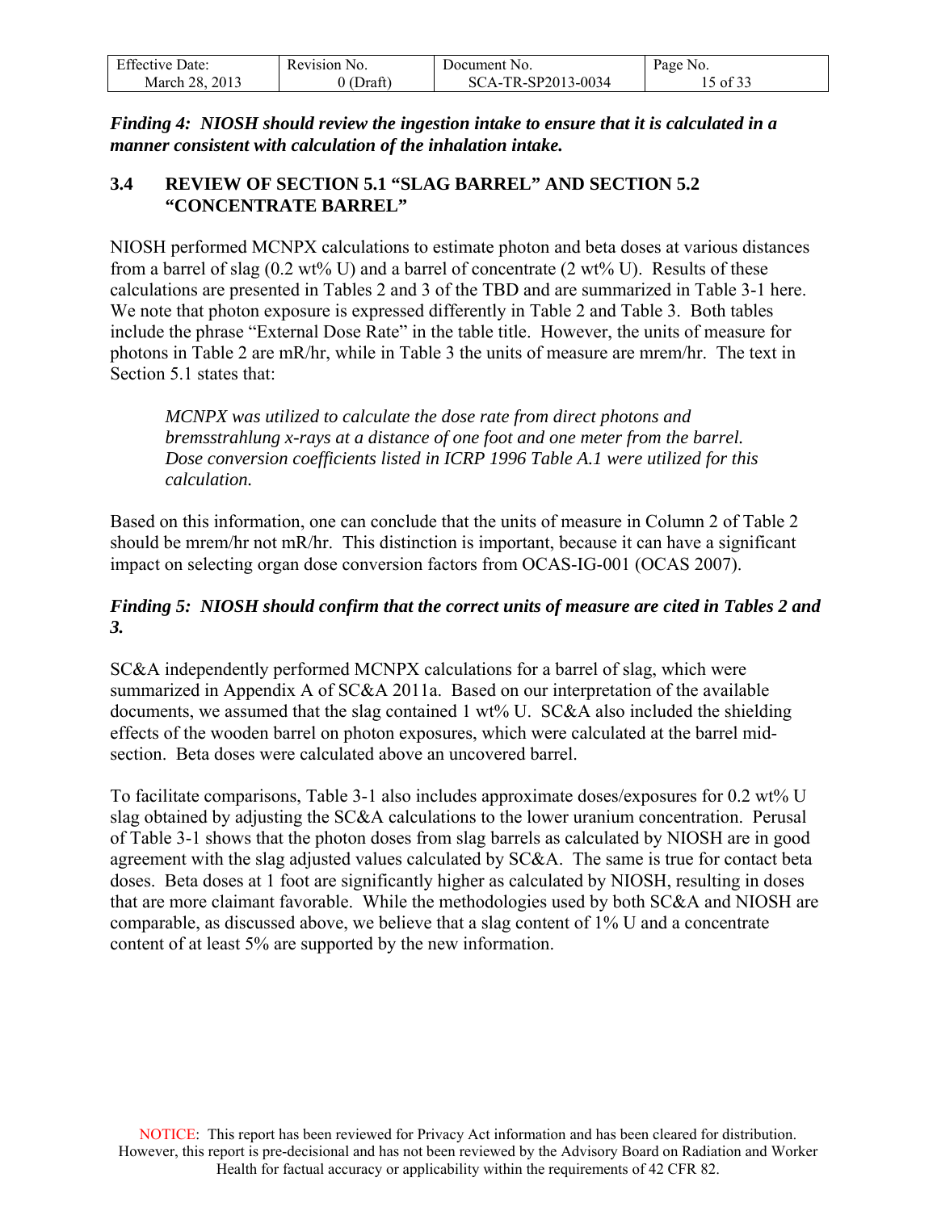***Finding 4: NIOSH should review the ingestion intake to ensure that it is calculated in a manner consistent with calculation of the inhalation intake.***

### 3.4 REVIEW OF SECTION 5.1 "SLAG BARREL" AND SECTION 5.2 "CONCENTRATE BARREL"

NIOSH performed MCNPX calculations to estimate photon and beta doses at various distances from a barrel of slag (0.2 wt% U) and a barrel of concentrate (2 wt% U). Results of these calculations are presented in Tables 2 and 3 of the TBD and are summarized in Table 3-1 here. We note that photon exposure is expressed differently in Table 2 and Table 3. Both tables include the phrase "External Dose Rate" in the table title. However, the units of measure for photons in Table 2 are mR/hr, while in Table 3 the units of measure are mrem/hr. The text in Section 5.1 states that:

> *MCNPX was utilized to calculate the dose rate from direct photons and bremsstrahlung x-rays at a distance of one foot and one meter from the barrel. Dose conversion coefficients listed in ICRP 1996 Table A.1 were utilized for this calculation.*

Based on this information, one can conclude that the units of measure in Column 2 of Table 2 should be mrem/hr not mR/hr. This distinction is important, because it can have a significant impact on selecting organ dose conversion factors from OCAS-IG-001 (OCAS 2007).

***Finding 5: NIOSH should confirm that the correct units of measure are cited in Tables 2 and 3.***

SC&A independently performed MCNPX calculations for a barrel of slag, which were summarized in Appendix A of SC&A 2011a. Based on our interpretation of the available documents, we assumed that the slag contained 1 wt% U. SC&A also included the shielding effects of the wooden barrel on photon exposures, which were calculated at the barrel mid-section. Beta doses were calculated above an uncovered barrel.

To facilitate comparisons, Table 3-1 also includes approximate doses/exposures for 0.2 wt% U slag obtained by adjusting the SC&A calculations to the lower uranium concentration. Perusal of Table 3-1 shows that the photon doses from slag barrels as calculated by NIOSH are in good agreement with the slag adjusted values calculated by SC&A. The same is true for contact beta doses. Beta doses at 1 foot are significantly higher as calculated by NIOSH, resulting in doses that are more claimant favorable. While the methodologies used by both SC&A and NIOSH are comparable, as discussed above, we believe that a slag content of 1% U and a concentrate content of at least 5% are supported by the new information.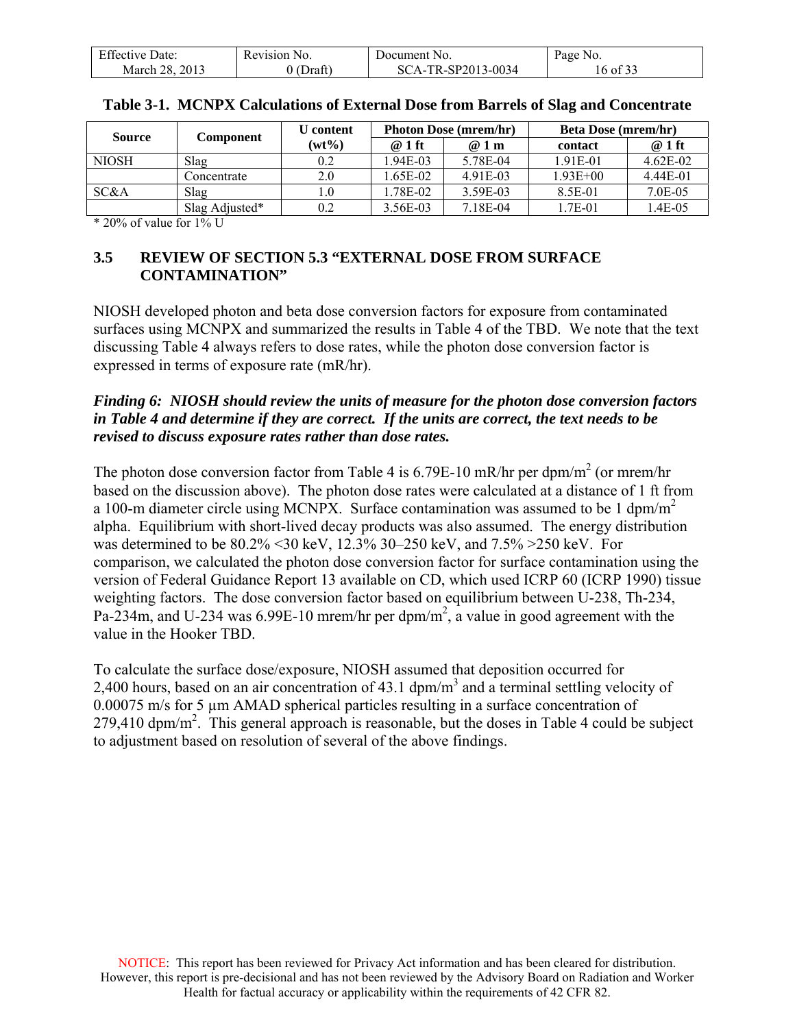**Table 3-1. MCNPX Calculations of External Dose from Barrels of Slag and Concentrate**

| Source | Component | U content (wt%) | Photon Dose (mrem/hr) | | Beta Dose (mrem/hr) | |
|---|---|---|---|---|---|---|
| | | | @ 1 ft | @ 1 m | contact | @ 1 ft |
| NIOSH | Slag | 0.2 | 1.94E-03 | 5.78E-04 | 1.91E-01 | 4.62E-02 |
| | Concentrate | 2.0 | 1.65E-02 | 4.91E-03 | 1.93E+00 | 4.44E-01 |
| SC&A | Slag | 1.0 | 1.78E-02 | 3.59E-03 | 8.5E-01 | 7.0E-05 |
| | Slag Adjusted* | 0.2 | 3.56E-03 | 7.18E-04 | 1.7E-01 | 1.4E-05 |

\* 20% of value for 1% U

## 3.5 REVIEW OF SECTION 5.3 "EXTERNAL DOSE FROM SURFACE CONTAMINATION"

NIOSH developed photon and beta dose conversion factors for exposure from contaminated surfaces using MCNPX and summarized the results in Table 4 of the TBD. We note that the text discussing Table 4 always refers to dose rates, while the photon dose conversion factor is expressed in terms of exposure rate (mR/hr).

***Finding 6: NIOSH should review the units of measure for the photon dose conversion factors in Table 4 and determine if they are correct. If the units are correct, the text needs to be revised to discuss exposure rates rather than dose rates.***

The photon dose conversion factor from Table 4 is 6.79E-10 mR/hr per dpm/m$^2$ (or mrem/hr based on the discussion above). The photon dose rates were calculated at a distance of 1 ft from a 100-m diameter circle using MCNPX. Surface contamination was assumed to be 1 dpm/m$^2$ alpha. Equilibrium with short-lived decay products was also assumed. The energy distribution was determined to be 80.2% <30 keV, 12.3% 30–250 keV, and 7.5% >250 keV. For comparison, we calculated the photon dose conversion factor for surface contamination using the version of Federal Guidance Report 13 available on CD, which used ICRP 60 (ICRP 1990) tissue weighting factors. The dose conversion factor based on equilibrium between U-238, Th-234, Pa-234m, and U-234 was 6.99E-10 mrem/hr per dpm/m$^2$, a value in good agreement with the value in the Hooker TBD.

To calculate the surface dose/exposure, NIOSH assumed that deposition occurred for 2,400 hours, based on an air concentration of 43.1 dpm/m$^3$ and a terminal settling velocity of 0.00075 m/s for 5 µm AMAD spherical particles resulting in a surface concentration of 279,410 dpm/m$^2$. This general approach is reasonable, but the doses in Table 4 could be subject to adjustment based on resolution of several of the above findings.

NOTICE: This report has been reviewed for Privacy Act information and has been cleared for distribution. However, this report is pre-decisional and has not been reviewed by the Advisory Board on Radiation and Worker Health for factual accuracy or applicability within the requirements of 42 CFR 82.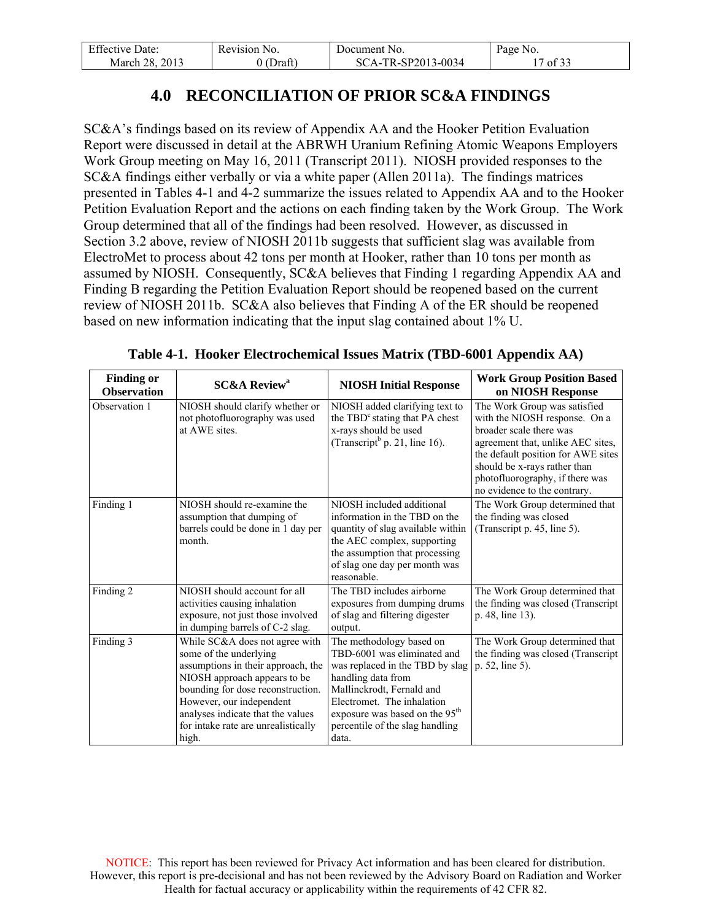# 4.0 RECONCILIATION OF PRIOR SC&A FINDINGS

SC&A's findings based on its review of Appendix AA and the Hooker Petition Evaluation Report were discussed in detail at the ABRWH Uranium Refining Atomic Weapons Employers Work Group meeting on May 16, 2011 (Transcript 2011). NIOSH provided responses to the SC&A findings either verbally or via a white paper (Allen 2011a). The findings matrices presented in Tables 4-1 and 4-2 summarize the issues related to Appendix AA and to the Hooker Petition Evaluation Report and the actions on each finding taken by the Work Group. The Work Group determined that all of the findings had been resolved. However, as discussed in Section 3.2 above, review of NIOSH 2011b suggests that sufficient slag was available from ElectroMet to process about 42 tons per month at Hooker, rather than 10 tons per month as assumed by NIOSH. Consequently, SC&A believes that Finding 1 regarding Appendix AA and Finding B regarding the Petition Evaluation Report should be reopened based on the current review of NIOSH 2011b. SC&A also believes that Finding A of the ER should be reopened based on new information indicating that the input slag contained about 1% U.

**Table 4-1. Hooker Electrochemical Issues Matrix (TBD-6001 Appendix AA)**

| Finding or Observation | SC&A Review[a] | NIOSH Initial Response | Work Group Position Based on NIOSH Response |
|---|---|---|---|
| Observation 1 | NIOSH should clarify whether or not photofluorography was used at AWE sites. | NIOSH added clarifying text to the TBD[c] stating that PA chest x-rays should be used (Transcript[b] p. 21, line 16). | The Work Group was satisfied with the NIOSH response. On a broader scale there was agreement that, unlike AEC sites, the default position for AWE sites should be x-rays rather than photofluorography, if there was no evidence to the contrary. |
| Finding 1 | NIOSH should re-examine the assumption that dumping of barrels could be done in 1 day per month. | NIOSH included additional information in the TBD on the quantity of slag available within the AEC complex, supporting the assumption that processing of slag one day per month was reasonable. | The Work Group determined that the finding was closed (Transcript p. 45, line 5). |
| Finding 2 | NIOSH should account for all activities causing inhalation exposure, not just those involved in dumping barrels of C-2 slag. | The TBD includes airborne exposures from dumping drums of slag and filtering digester output. | The Work Group determined that the finding was closed (Transcript p. 48, line 13). |
| Finding 3 | While SC&A does not agree with some of the underlying assumptions in their approach, the NIOSH approach appears to be bounding for dose reconstruction. However, our independent analyses indicate that the values for intake rate are unrealistically high. | The methodology based on TBD-6001 was eliminated and was replaced in the TBD by slag handling data from Mallinckrodt, Fernald and Electromet. The inhalation exposure was based on the 95th percentile of the slag handling data. | The Work Group determined that the finding was closed (Transcript p. 52, line 5). |

NOTICE: This report has been reviewed for Privacy Act information and has been cleared for distribution. However, this report is pre-decisional and has not been reviewed by the Advisory Board on Radiation and Worker Health for factual accuracy or applicability within the requirements of 42 CFR 82.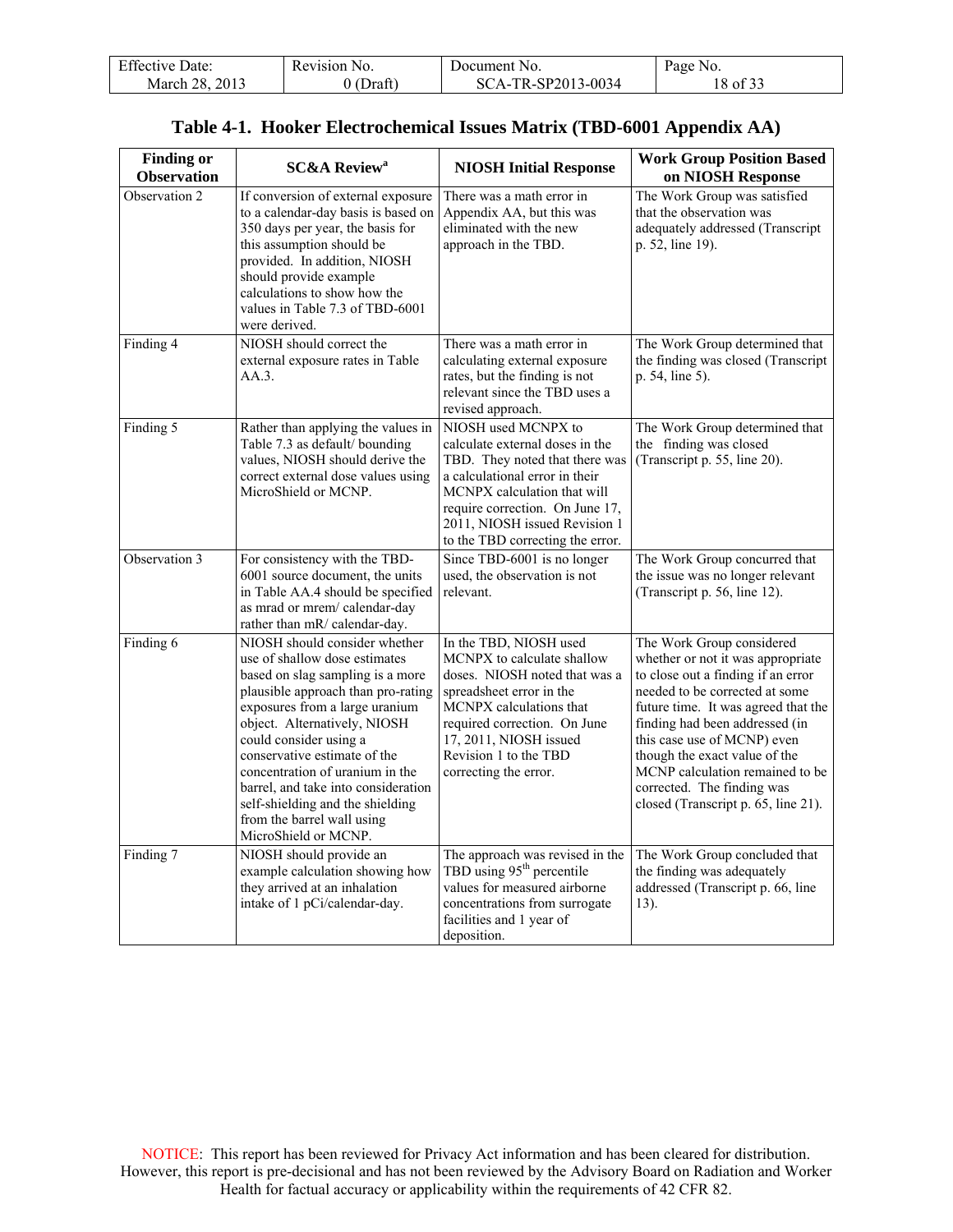## Table 4-1. Hooker Electrochemical Issues Matrix (TBD-6001 Appendix AA)

| Finding or Observation | SC&A Review[a] | NIOSH Initial Response | Work Group Position Based on NIOSH Response |
|---|---|---|---|
| Observation 2 | If conversion of external exposure to a calendar-day basis is based on 350 days per year, the basis for this assumption should be provided. In addition, NIOSH should provide example calculations to show how the values in Table 7.3 of TBD-6001 were derived. | There was a math error in Appendix AA, but this was eliminated with the new approach in the TBD. | The Work Group was satisfied that the observation was adequately addressed (Transcript p. 52, line 19). |
| Finding 4 | NIOSH should correct the external exposure rates in Table AA.3. | There was a math error in calculating external exposure rates, but the finding is not relevant since the TBD uses a revised approach. | The Work Group determined that the finding was closed (Transcript p. 54, line 5). |
| Finding 5 | Rather than applying the values in Table 7.3 as default/ bounding values, NIOSH should derive the correct external dose values using MicroShield or MCNP. | NIOSH used MCNPX to calculate external doses in the TBD. They noted that there was a calculational error in their MCNPX calculation that will require correction. On June 17, 2011, NIOSH issued Revision 1 to the TBD correcting the error. | The Work Group determined that the finding was closed (Transcript p. 55, line 20). |
| Observation 3 | For consistency with the TBD-6001 source document, the units in Table AA.4 should be specified as mrad or mrem/ calendar-day rather than mR/ calendar-day. | Since TBD-6001 is no longer used, the observation is not relevant. | The Work Group concurred that the issue was no longer relevant (Transcript p. 56, line 12). |
| Finding 6 | NIOSH should consider whether use of shallow dose estimates based on slag sampling is a more plausible approach than pro-rating exposures from a large uranium object. Alternatively, NIOSH could consider using a conservative estimate of the concentration of uranium in the barrel, and take into consideration self-shielding and the shielding from the barrel wall using MicroShield or MCNP. | In the TBD, NIOSH used MCNPX to calculate shallow doses. NIOSH noted that was a spreadsheet error in the MCNPX calculations that required correction. On June 17, 2011, NIOSH issued Revision 1 to the TBD correcting the error. | The Work Group considered whether or not it was appropriate to close out a finding if an error needed to be corrected at some future time. It was agreed that the finding had been addressed (in this case use of MCNP) even though the exact value of the MCNP calculation remained to be corrected. The finding was closed (Transcript p. 65, line 21). |
| Finding 7 | NIOSH should provide an example calculation showing how they arrived at an inhalation intake of 1 pCi/calendar-day. | The approach was revised in the TBD using 95th percentile values for measured airborne concentrations from surrogate facilities and 1 year of deposition. | The Work Group concluded that the finding was adequately addressed (Transcript p. 66, line 13). |

NOTICE: This report has been reviewed for Privacy Act information and has been cleared for distribution. However, this report is pre-decisional and has not been reviewed by the Advisory Board on Radiation and Worker Health for factual accuracy or applicability within the requirements of 42 CFR 82.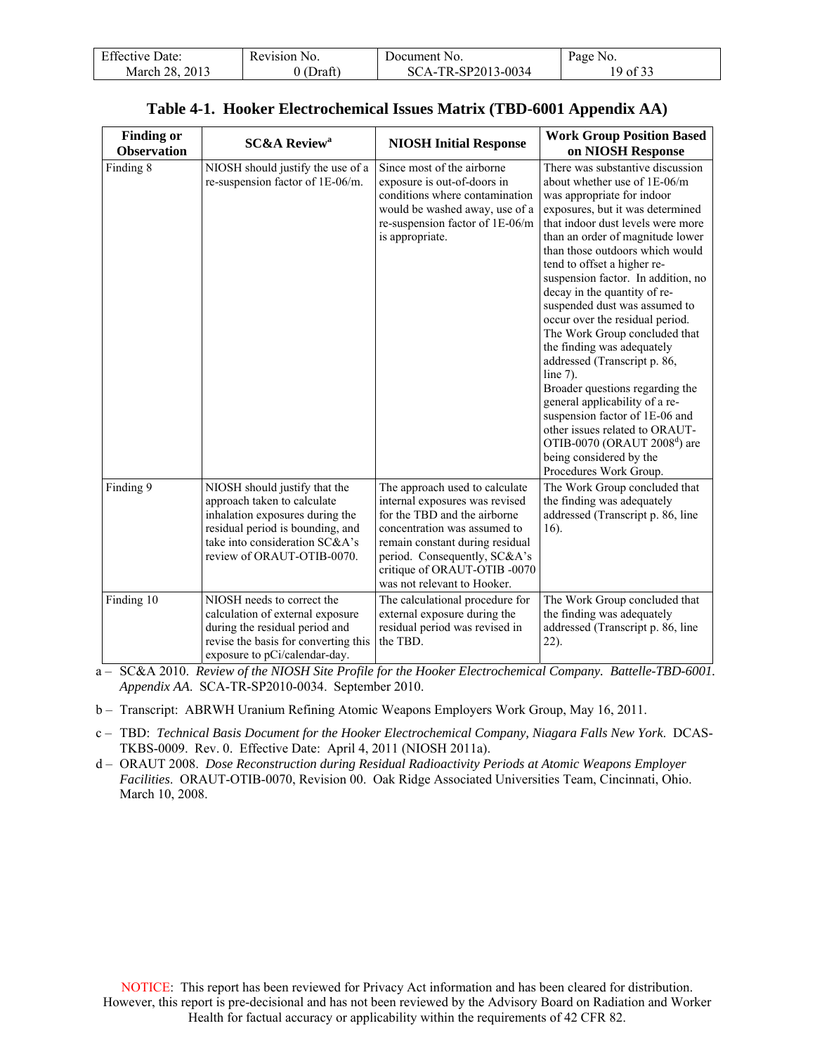## Table 4-1. Hooker Electrochemical Issues Matrix (TBD-6001 Appendix AA)

| Finding or Observation | SC&A Review[a] | NIOSH Initial Response | Work Group Position Based on NIOSH Response |
|---|---|---|---|
| Finding 8 | NIOSH should justify the use of a re-suspension factor of 1E-06/m. | Since most of the airborne exposure is out-of-doors in conditions where contamination would be washed away, use of a re-suspension factor of 1E-06/m is appropriate. | There was substantive discussion about whether use of 1E-06/m was appropriate for indoor exposures, but it was determined that indoor dust levels were more than an order of magnitude lower than those outdoors which would tend to offset a higher re-suspension factor. In addition, no decay in the quantity of re-suspended dust was assumed to occur over the residual period. The Work Group concluded that the finding was adequately addressed (Transcript p. 86, line 7).<br>Broader questions regarding the general applicability of a re-suspension factor of 1E-06 and other issues related to ORAUT-OTIB-0070 (ORAUT 2008[d]) are being considered by the Procedures Work Group. |
| Finding 9 | NIOSH should justify that the approach taken to calculate inhalation exposures during the residual period is bounding, and take into consideration SC&A's review of ORAUT-OTIB-0070. | The approach used to calculate internal exposures was revised for the TBD and the airborne concentration was assumed to remain constant during residual period. Consequently, SC&A's critique of ORAUT-OTIB -0070 was not relevant to Hooker. | The Work Group concluded that the finding was adequately addressed (Transcript p. 86, line 16). |
| Finding 10 | NIOSH needs to correct the calculation of external exposure during the residual period and revise the basis for converting this exposure to pCi/calendar-day. | The calculational procedure for external exposure during the residual period was revised in the TBD. | The Work Group concluded that the finding was adequately addressed (Transcript p. 86, line 22). |

a – SC&A 2010. *Review of the NIOSH Site Profile for the Hooker Electrochemical Company. Battelle-TBD-6001. Appendix AA.* SCA-TR-SP2010-0034. September 2010.

b – Transcript: ABRWH Uranium Refining Atomic Weapons Employers Work Group, May 16, 2011.

c – TBD: *Technical Basis Document for the Hooker Electrochemical Company, Niagara Falls New York*. DCAS-TKBS-0009. Rev. 0. Effective Date: April 4, 2011 (NIOSH 2011a).

d – ORAUT 2008. *Dose Reconstruction during Residual Radioactivity Periods at Atomic Weapons Employer Facilities*. ORAUT-OTIB-0070, Revision 00. Oak Ridge Associated Universities Team, Cincinnati, Ohio. March 10, 2008.

NOTICE: This report has been reviewed for Privacy Act information and has been cleared for distribution. However, this report is pre-decisional and has not been reviewed by the Advisory Board on Radiation and Worker Health for factual accuracy or applicability within the requirements of 42 CFR 82.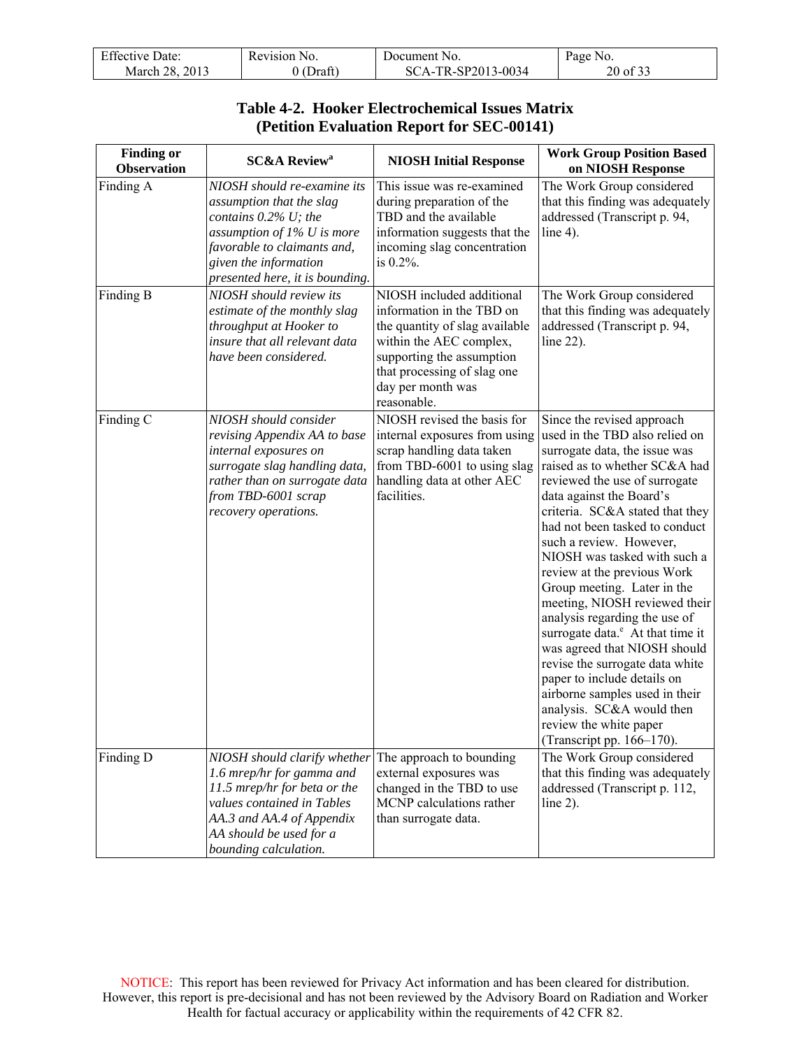**Table 4-2. Hooker Electrochemical Issues Matrix (Petition Evaluation Report for SEC-00141)**

| Finding or Observation | SC&A Review[a] | NIOSH Initial Response | Work Group Position Based on NIOSH Response |
|---|---|---|---|
| Finding A | *NIOSH should re-examine its assumption that the slag contains 0.2% U; the assumption of 1% U is more favorable to claimants and, given the information presented here, it is bounding.* | This issue was re-examined during preparation of the TBD and the available information suggests that the incoming slag concentration is 0.2%. | The Work Group considered that this finding was adequately addressed (Transcript p. 94, line 4). |
| Finding B | *NIOSH should review its estimate of the monthly slag throughput at Hooker to insure that all relevant data have been considered.* | NIOSH included additional information in the TBD on the quantity of slag available within the AEC complex, supporting the assumption that processing of slag one day per month was reasonable. | The Work Group considered that this finding was adequately addressed (Transcript p. 94, line 22). |
| Finding C | *NIOSH should consider revising Appendix AA to base internal exposures on surrogate slag handling data, rather than on surrogate data from TBD-6001 scrap recovery operations.* | NIOSH revised the basis for internal exposures from using scrap handling data taken from TBD-6001 to using slag handling data at other AEC facilities. | Since the revised approach used in the TBD also relied on surrogate data, the issue was raised as to whether SC&A had reviewed the use of surrogate data against the Board's criteria. SC&A stated that they had not been tasked to conduct such a review. However, NIOSH was tasked with such a review at the previous Work Group meeting. Later in the meeting, NIOSH reviewed their analysis regarding the use of surrogate data.[e] At that time it was agreed that NIOSH should revise the surrogate data white paper to include details on airborne samples used in their analysis. SC&A would then review the white paper (Transcript pp. 166–170). |
| Finding D | *NIOSH should clarify whether 1.6 mrep/hr for gamma and 11.5 mrep/hr for beta or the values contained in Tables AA.3 and AA.4 of Appendix AA should be used for a bounding calculation.* | The approach to bounding external exposures was changed in the TBD to use MCNP calculations rather than surrogate data. | The Work Group considered that this finding was adequately addressed (Transcript p. 112, line 2). |

NOTICE: This report has been reviewed for Privacy Act information and has been cleared for distribution. However, this report is pre-decisional and has not been reviewed by the Advisory Board on Radiation and Worker Health for factual accuracy or applicability within the requirements of 42 CFR 82.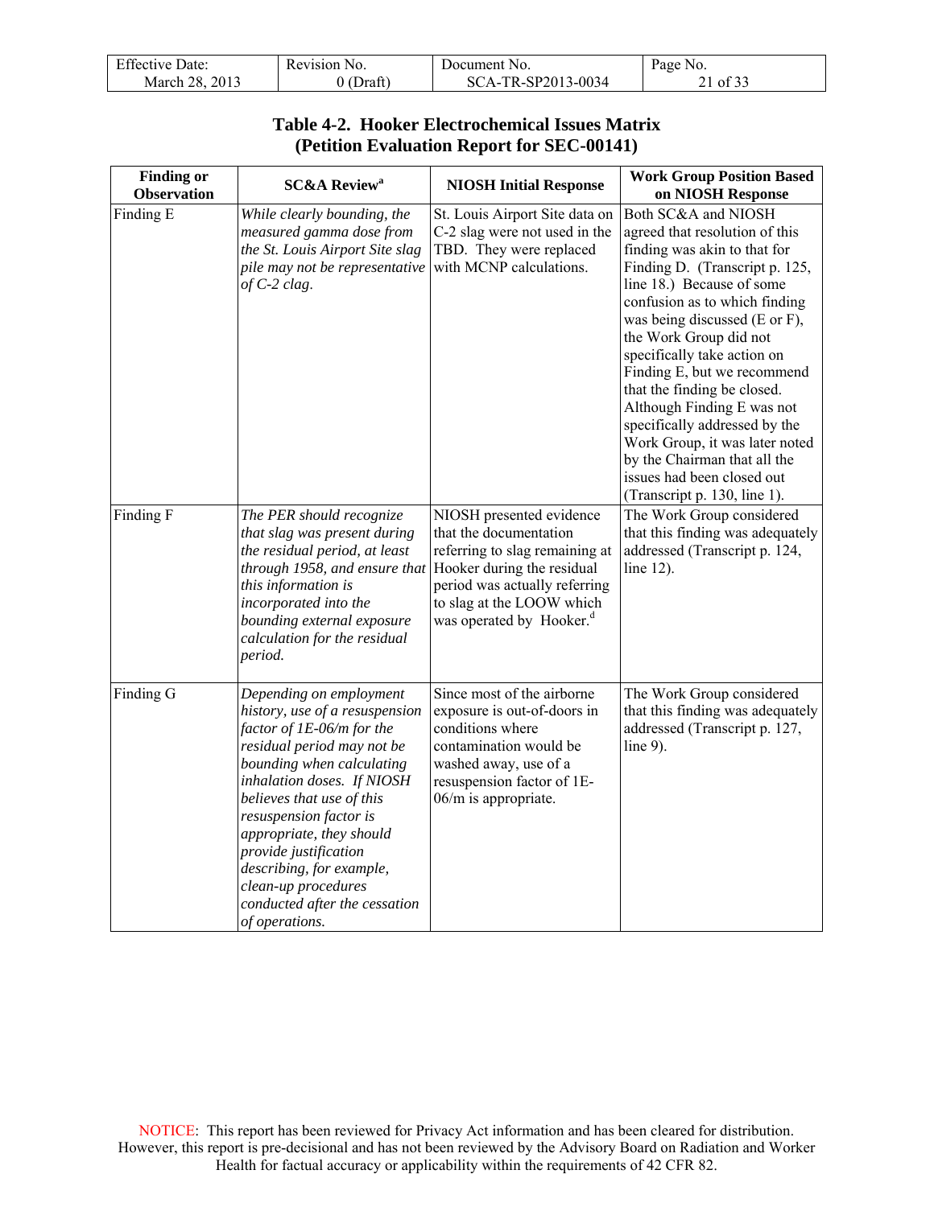**Table 4-2. Hooker Electrochemical Issues Matrix (Petition Evaluation Report for SEC-00141)**

| Finding or Observation | SC&A Review[a] | NIOSH Initial Response | Work Group Position Based on NIOSH Response |
|---|---|---|---|
| Finding E | *While clearly bounding, the measured gamma dose from the St. Louis Airport Site slag pile may not be representative of C-2 clag.* | St. Louis Airport Site data on C-2 slag were not used in the TBD. They were replaced with MCNP calculations. | Both SC&A and NIOSH agreed that resolution of this finding was akin to that for Finding D. (Transcript p. 125, line 18.) Because of some confusion as to which finding was being discussed (E or F), the Work Group did not specifically take action on Finding E, but we recommend that the finding be closed. Although Finding E was not specifically addressed by the Work Group, it was later noted by the Chairman that all the issues had been closed out (Transcript p. 130, line 1). |
| Finding F | *The PER should recognize that slag was present during the residual period, at least through 1958, and ensure that this information is incorporated into the bounding external exposure calculation for the residual period.* | NIOSH presented evidence that the documentation referring to slag remaining at Hooker during the residual period was actually referring to slag at the LOOW which was operated by Hooker.[d] | The Work Group considered that this finding was adequately addressed (Transcript p. 124, line 12). |
| Finding G | *Depending on employment history, use of a resuspension factor of 1E-06/m for the residual period may not be bounding when calculating inhalation doses. If NIOSH believes that use of this resuspension factor is appropriate, they should provide justification describing, for example, clean-up procedures conducted after the cessation of operations.* | Since most of the airborne exposure is out-of-doors in conditions where contamination would be washed away, use of a resuspension factor of 1E-06/m is appropriate. | The Work Group considered that this finding was adequately addressed (Transcript p. 127, line 9). |

NOTICE: This report has been reviewed for Privacy Act information and has been cleared for distribution. However, this report is pre-decisional and has not been reviewed by the Advisory Board on Radiation and Worker Health for factual accuracy or applicability within the requirements of 42 CFR 82.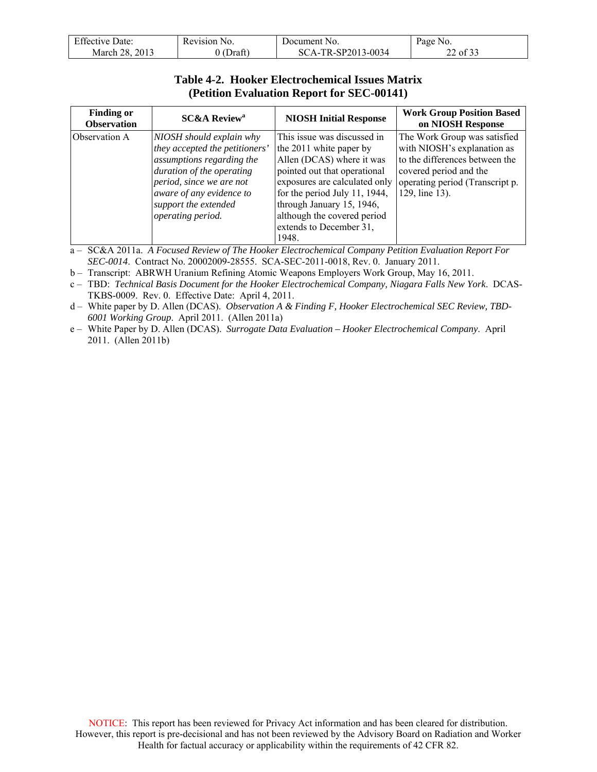**Table 4-2. Hooker Electrochemical Issues Matrix (Petition Evaluation Report for SEC-00141)**

| Finding or Observation | SC&A Review[a] | NIOSH Initial Response | Work Group Position Based on NIOSH Response |
|---|---|---|---|
| Observation A | *NIOSH should explain why they accepted the petitioners' assumptions regarding the duration of the operating period, since we are not aware of any evidence to support the extended operating period.* | This issue was discussed in the 2011 white paper by Allen (DCAS) where it was pointed out that operational exposures are calculated only for the period July 11, 1944, through January 15, 1946, although the covered period extends to December 31, 1948. | The Work Group was satisfied with NIOSH's explanation as to the differences between the covered period and the operating period (Transcript p. 129, line 13). |

a – SC&A 2011a. *A Focused Review of The Hooker Electrochemical Company Petition Evaluation Report For SEC-0014*. Contract No. 20002009-28555. SCA-SEC-2011-0018, Rev. 0. January 2011.

b – Transcript: ABRWH Uranium Refining Atomic Weapons Employers Work Group, May 16, 2011.

c – TBD: *Technical Basis Document for the Hooker Electrochemical Company, Niagara Falls New York*. DCAS-TKBS-0009. Rev. 0. Effective Date: April 4, 2011.

d – White paper by D. Allen (DCAS). *Observation A & Finding F, Hooker Electrochemical SEC Review, TBD-6001 Working Group*. April 2011. (Allen 2011a)

e – White Paper by D. Allen (DCAS). *Surrogate Data Evaluation – Hooker Electrochemical Company*. April 2011. (Allen 2011b)

NOTICE: This report has been reviewed for Privacy Act information and has been cleared for distribution. However, this report is pre-decisional and has not been reviewed by the Advisory Board on Radiation and Worker Health for factual accuracy or applicability within the requirements of 42 CFR 82.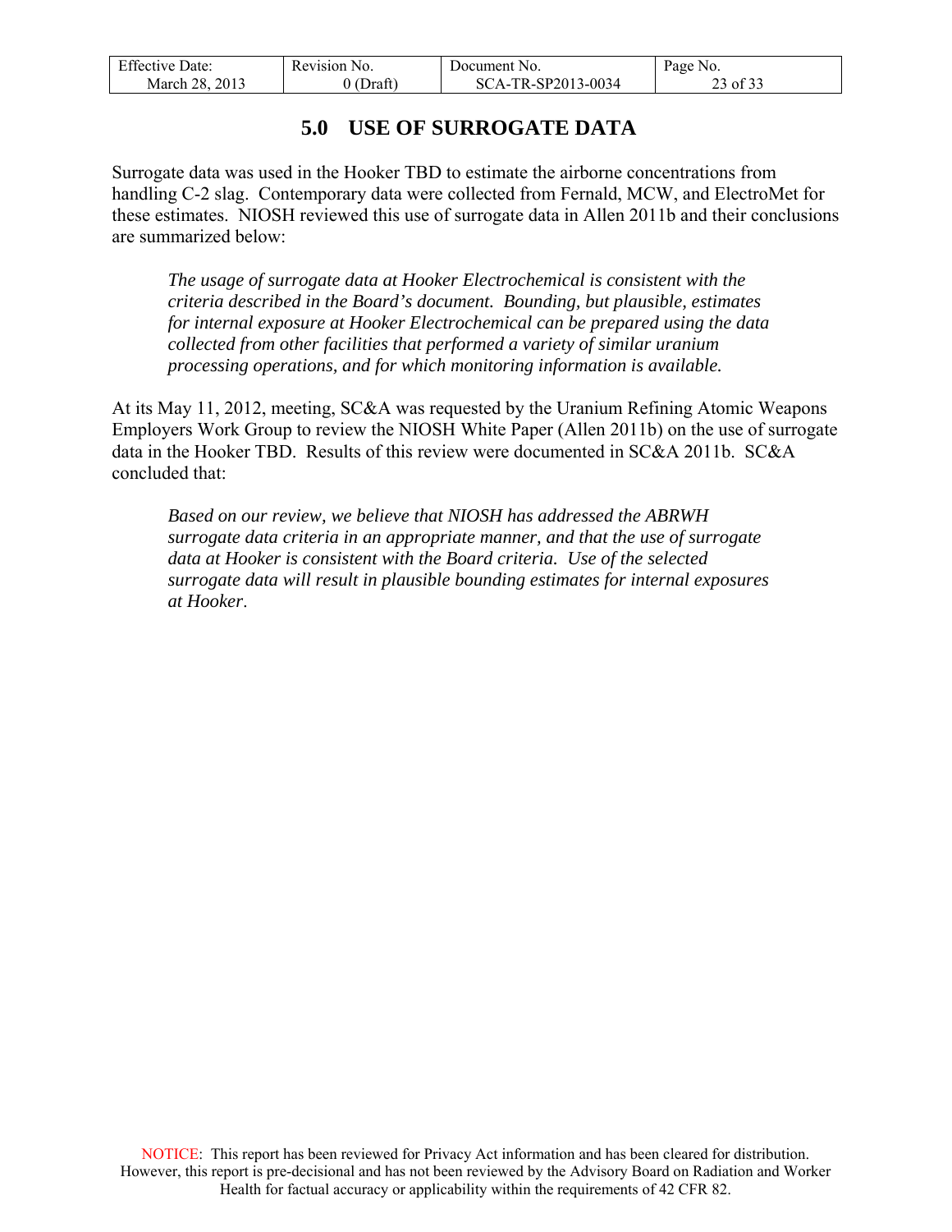# 5.0 USE OF SURROGATE DATA

Surrogate data was used in the Hooker TBD to estimate the airborne concentrations from handling C-2 slag. Contemporary data were collected from Fernald, MCW, and ElectroMet for these estimates. NIOSH reviewed this use of surrogate data in Allen 2011b and their conclusions are summarized below:

> *The usage of surrogate data at Hooker Electrochemical is consistent with the criteria described in the Board's document. Bounding, but plausible, estimates for internal exposure at Hooker Electrochemical can be prepared using the data collected from other facilities that performed a variety of similar uranium processing operations, and for which monitoring information is available.*

At its May 11, 2012, meeting, SC&A was requested by the Uranium Refining Atomic Weapons Employers Work Group to review the NIOSH White Paper (Allen 2011b) on the use of surrogate data in the Hooker TBD. Results of this review were documented in SC&A 2011b. SC&A concluded that:

> *Based on our review, we believe that NIOSH has addressed the ABRWH surrogate data criteria in an appropriate manner, and that the use of surrogate data at Hooker is consistent with the Board criteria. Use of the selected surrogate data will result in plausible bounding estimates for internal exposures at Hooker.*

NOTICE: This report has been reviewed for Privacy Act information and has been cleared for distribution. However, this report is pre-decisional and has not been reviewed by the Advisory Board on Radiation and Worker Health for factual accuracy or applicability within the requirements of 42 CFR 82.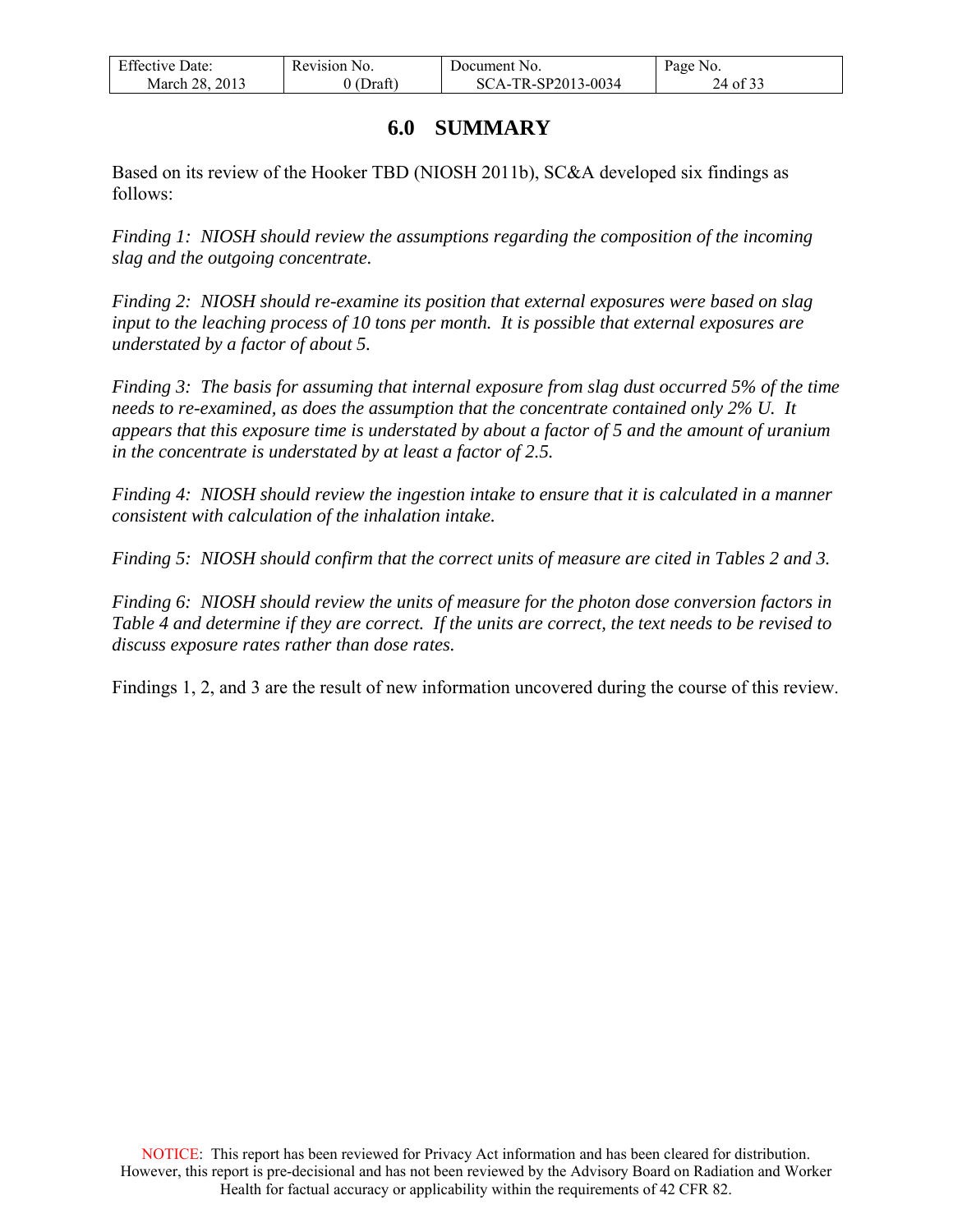# 6.0 SUMMARY

Based on its review of the Hooker TBD (NIOSH 2011b), SC&A developed six findings as follows:

*Finding 1: NIOSH should review the assumptions regarding the composition of the incoming slag and the outgoing concentrate.*

*Finding 2: NIOSH should re-examine its position that external exposures were based on slag input to the leaching process of 10 tons per month. It is possible that external exposures are understated by a factor of about 5.*

*Finding 3: The basis for assuming that internal exposure from slag dust occurred 5% of the time needs to re-examined, as does the assumption that the concentrate contained only 2% U. It appears that this exposure time is understated by about a factor of 5 and the amount of uranium in the concentrate is understated by at least a factor of 2.5.*

*Finding 4: NIOSH should review the ingestion intake to ensure that it is calculated in a manner consistent with calculation of the inhalation intake.*

*Finding 5: NIOSH should confirm that the correct units of measure are cited in Tables 2 and 3.*

*Finding 6: NIOSH should review the units of measure for the photon dose conversion factors in Table 4 and determine if they are correct. If the units are correct, the text needs to be revised to discuss exposure rates rather than dose rates.*

Findings 1, 2, and 3 are the result of new information uncovered during the course of this review.

NOTICE: This report has been reviewed for Privacy Act information and has been cleared for distribution. However, this report is pre-decisional and has not been reviewed by the Advisory Board on Radiation and Worker Health for factual accuracy or applicability within the requirements of 42 CFR 82.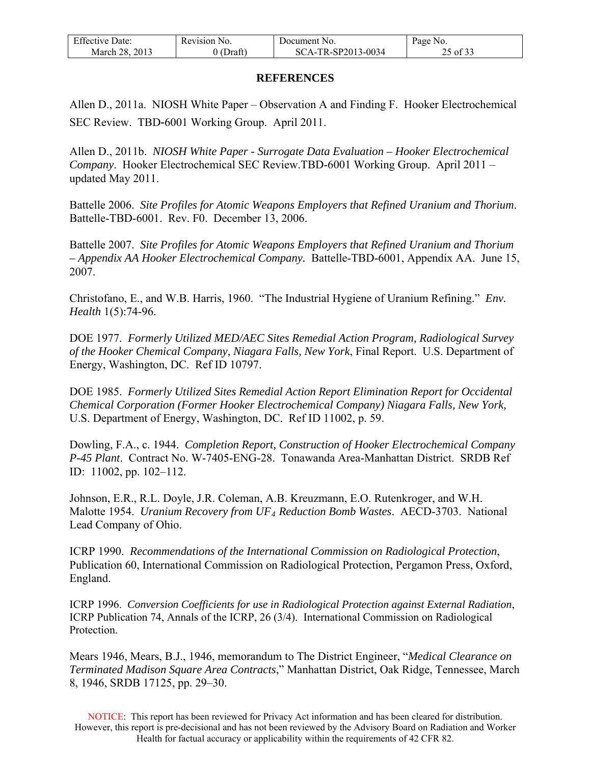## REFERENCES

Allen D., 2011a. NIOSH White Paper – Observation A and Finding F. Hooker Electrochemical SEC Review. TBD-6001 Working Group. April 2011.

Allen D., 2011b. *NIOSH White Paper - Surrogate Data Evaluation – Hooker Electrochemical Company*. Hooker Electrochemical SEC Review.TBD-6001 Working Group. April 2011 – updated May 2011.

Battelle 2006. *Site Profiles for Atomic Weapons Employers that Refined Uranium and Thorium*. Battelle-TBD-6001. Rev. F0. December 13, 2006.

Battelle 2007. *Site Profiles for Atomic Weapons Employers that Refined Uranium and Thorium – Appendix AA Hooker Electrochemical Company*. Battelle-TBD-6001, Appendix AA. June 15, 2007.

Christofano, E., and W.B. Harris, 1960. "The Industrial Hygiene of Uranium Refining." *Env. Health* 1(5):74-96.

DOE 1977. *Formerly Utilized MED/AEC Sites Remedial Action Program, Radiological Survey of the Hooker Chemical Company, Niagara Falls, New York*, Final Report. U.S. Department of Energy, Washington, DC. Ref ID 10797.

DOE 1985. *Formerly Utilized Sites Remedial Action Report Elimination Report for Occidental Chemical Corporation (Former Hooker Electrochemical Company) Niagara Falls, New York,* U.S. Department of Energy, Washington, DC. Ref ID 11002, p. 59.

Dowling, F.A., c. 1944. *Completion Report, Construction of Hooker Electrochemical Company P-45 Plant*. Contract No. W-7405-ENG-28. Tonawanda Area-Manhattan District. SRDB Ref ID: 11002, pp. 102–112.

Johnson, E.R., R.L. Doyle, J.R. Coleman, A.B. Kreuzmann, E.O. Rutenkroger, and W.H. Malotte 1954. *Uranium Recovery from $UF_4$ Reduction Bomb Wastes*. AECD-3703. National Lead Company of Ohio.

ICRP 1990. *Recommendations of the International Commission on Radiological Protection*, Publication 60, International Commission on Radiological Protection, Pergamon Press, Oxford, England.

ICRP 1996. *Conversion Coefficients for use in Radiological Protection against External Radiation*, ICRP Publication 74, Annals of the ICRP, 26 (3/4). International Commission on Radiological Protection.

Mears 1946, Mears, B.J., 1946, memorandum to The District Engineer, "*Medical Clearance on Terminated Madison Square Area Contracts*," Manhattan District, Oak Ridge, Tennessee, March 8, 1946, SRDB 17125, pp. 29–30.

NOTICE: This report has been reviewed for Privacy Act information and has been cleared for distribution. However, this report is pre-decisional and has not been reviewed by the Advisory Board on Radiation and Worker Health for factual accuracy or applicability within the requirements of 42 CFR 82.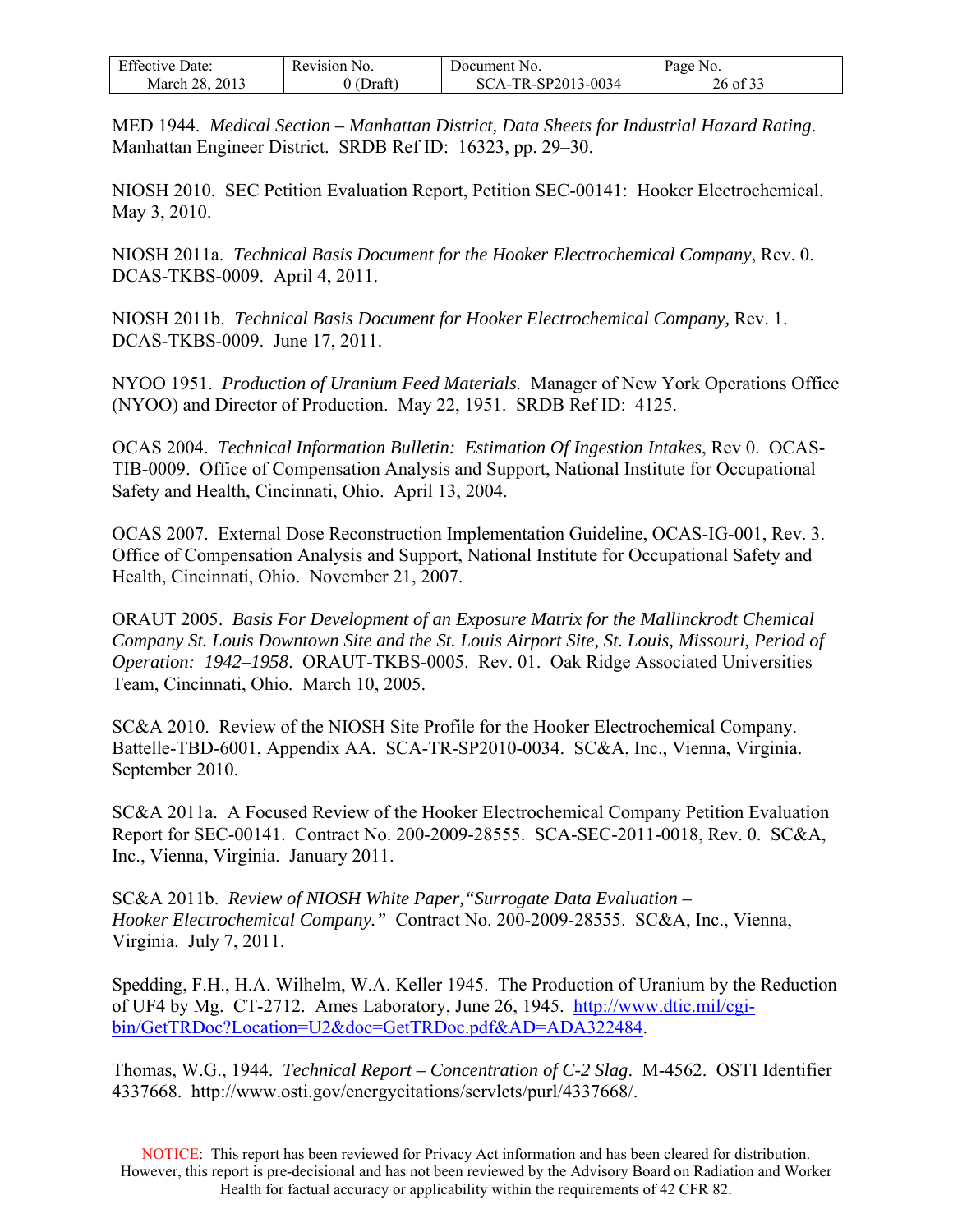MED 1944. *Medical Section – Manhattan District, Data Sheets for Industrial Hazard Rating*. Manhattan Engineer District. SRDB Ref ID: 16323, pp. 29–30.

NIOSH 2010. SEC Petition Evaluation Report, Petition SEC-00141: Hooker Electrochemical. May 3, 2010.

NIOSH 2011a. *Technical Basis Document for the Hooker Electrochemical Company*, Rev. 0. DCAS-TKBS-0009. April 4, 2011.

NIOSH 2011b. *Technical Basis Document for Hooker Electrochemical Company,* Rev. 1. DCAS-TKBS-0009. June 17, 2011.

NYOO 1951. *Production of Uranium Feed Materials.* Manager of New York Operations Office (NYOO) and Director of Production. May 22, 1951. SRDB Ref ID: 4125.

OCAS 2004. *Technical Information Bulletin: Estimation Of Ingestion Intakes*, Rev 0. OCAS-TIB-0009. Office of Compensation Analysis and Support, National Institute for Occupational Safety and Health, Cincinnati, Ohio. April 13, 2004.

OCAS 2007. External Dose Reconstruction Implementation Guideline, OCAS-IG-001, Rev. 3. Office of Compensation Analysis and Support, National Institute for Occupational Safety and Health, Cincinnati, Ohio. November 21, 2007.

ORAUT 2005. *Basis For Development of an Exposure Matrix for the Mallinckrodt Chemical Company St. Louis Downtown Site and the St. Louis Airport Site, St. Louis, Missouri, Period of Operation: 1942–1958*. ORAUT-TKBS-0005. Rev. 01. Oak Ridge Associated Universities Team, Cincinnati, Ohio. March 10, 2005.

SC&A 2010. Review of the NIOSH Site Profile for the Hooker Electrochemical Company. Battelle-TBD-6001, Appendix AA. SCA-TR-SP2010-0034. SC&A, Inc., Vienna, Virginia. September 2010.

SC&A 2011a. A Focused Review of the Hooker Electrochemical Company Petition Evaluation Report for SEC-00141. Contract No. 200-2009-28555. SCA-SEC-2011-0018, Rev. 0. SC&A, Inc., Vienna, Virginia. January 2011.

SC&A 2011b. *Review of NIOSH White Paper,"Surrogate Data Evaluation – Hooker Electrochemical Company."* Contract No. 200-2009-28555. SC&A, Inc., Vienna, Virginia. July 7, 2011.

Spedding, F.H., H.A. Wilhelm, W.A. Keller 1945. The Production of Uranium by the Reduction of UF4 by Mg. CT-2712. Ames Laboratory, June 26, 1945. http://www.dtic.mil/cgi-bin/GetTRDoc?Location=U2&doc=GetTRDoc.pdf&AD=ADA322484.

Thomas, W.G., 1944. *Technical Report – Concentration of C-2 Slag*. M-4562. OSTI Identifier 4337668. http://www.osti.gov/energycitations/servlets/purl/4337668/.

NOTICE: This report has been reviewed for Privacy Act information and has been cleared for distribution. However, this report is pre-decisional and has not been reviewed by the Advisory Board on Radiation and Worker Health for factual accuracy or applicability within the requirements of 42 CFR 82.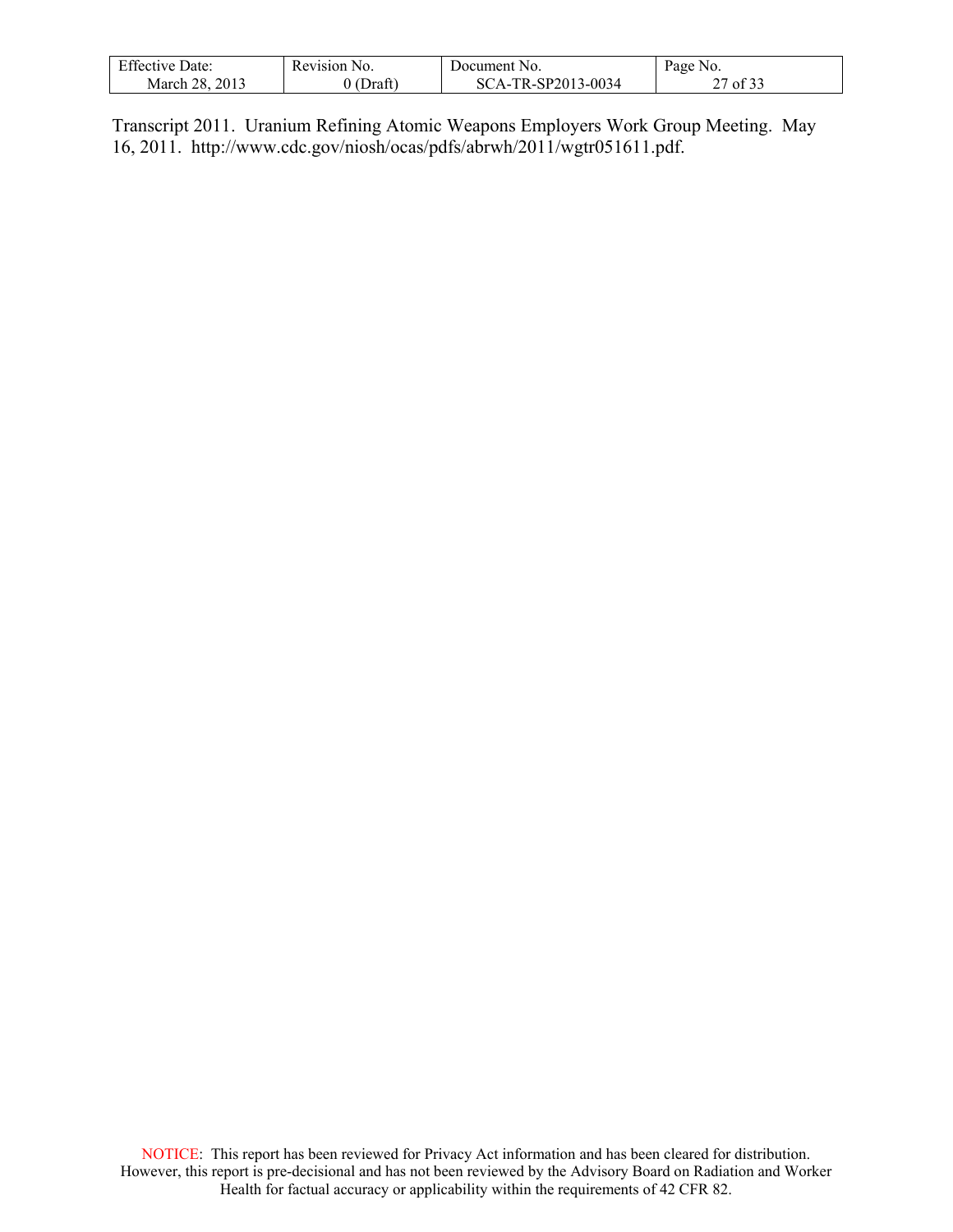Transcript 2011. Uranium Refining Atomic Weapons Employers Work Group Meeting. May 16, 2011. http://www.cdc.gov/niosh/ocas/pdfs/abrwh/2011/wgtr051611.pdf.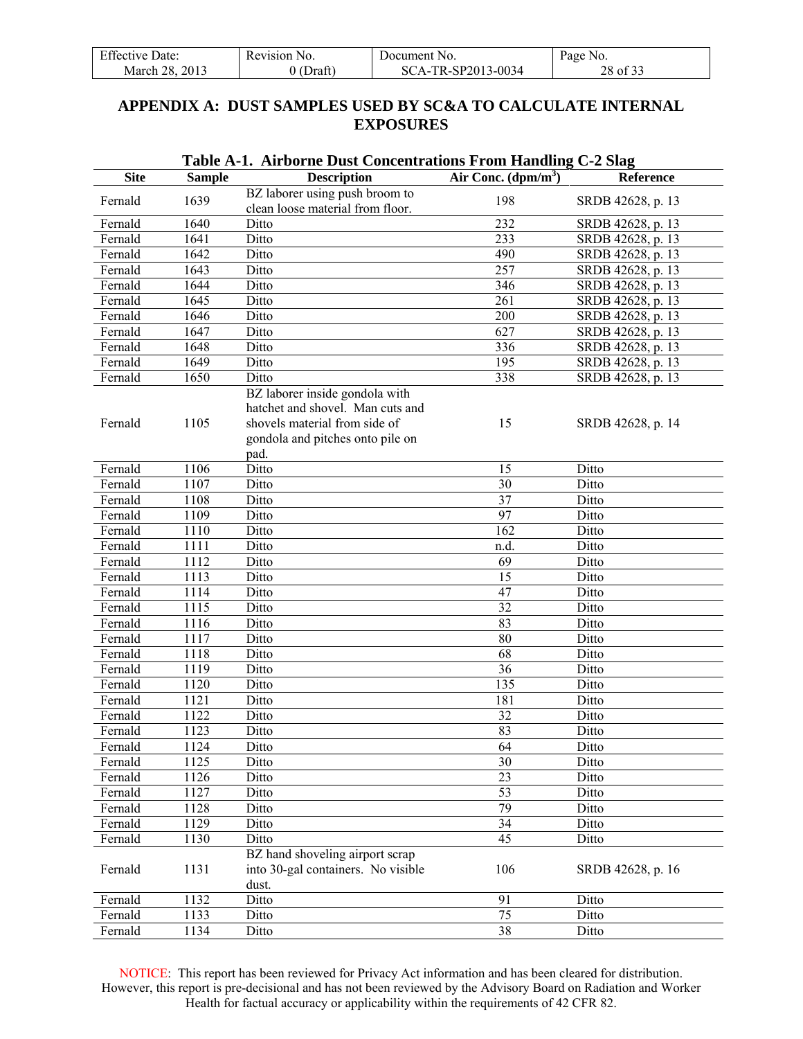## APPENDIX A: DUST SAMPLES USED BY SC&A TO CALCULATE INTERNAL EXPOSURES

**Table A-1. Airborne Dust Concentrations From Handling C-2 Slag**

| Site | Sample | Description | Air Conc. (dpm/m$^3$) | Reference |
|---|---|---|---|---|
| Fernald | 1639 | BZ laborer using push broom to clean loose material from floor. | 198 | SRDB 42628, p. 13 |
| Fernald | 1640 | Ditto | 232 | SRDB 42628, p. 13 |
| Fernald | 1641 | Ditto | 233 | SRDB 42628, p. 13 |
| Fernald | 1642 | Ditto | 490 | SRDB 42628, p. 13 |
| Fernald | 1643 | Ditto | 257 | SRDB 42628, p. 13 |
| Fernald | 1644 | Ditto | 346 | SRDB 42628, p. 13 |
| Fernald | 1645 | Ditto | 261 | SRDB 42628, p. 13 |
| Fernald | 1646 | Ditto | 200 | SRDB 42628, p. 13 |
| Fernald | 1647 | Ditto | 627 | SRDB 42628, p. 13 |
| Fernald | 1648 | Ditto | 336 | SRDB 42628, p. 13 |
| Fernald | 1649 | Ditto | 195 | SRDB 42628, p. 13 |
| Fernald | 1650 | Ditto | 338 | SRDB 42628, p. 13 |
| Fernald | 1105 | BZ laborer inside gondola with hatchet and shovel. Man cuts and shovels material from side of gondola and pitches onto pile on pad. | 15 | SRDB 42628, p. 14 |
| Fernald | 1106 | Ditto | 15 | Ditto |
| Fernald | 1107 | Ditto | 30 | Ditto |
| Fernald | 1108 | Ditto | 37 | Ditto |
| Fernald | 1109 | Ditto | 97 | Ditto |
| Fernald | 1110 | Ditto | 162 | Ditto |
| Fernald | 1111 | Ditto | n.d. | Ditto |
| Fernald | 1112 | Ditto | 69 | Ditto |
| Fernald | 1113 | Ditto | 15 | Ditto |
| Fernald | 1114 | Ditto | 47 | Ditto |
| Fernald | 1115 | Ditto | 32 | Ditto |
| Fernald | 1116 | Ditto | 83 | Ditto |
| Fernald | 1117 | Ditto | 80 | Ditto |
| Fernald | 1118 | Ditto | 68 | Ditto |
| Fernald | 1119 | Ditto | 36 | Ditto |
| Fernald | 1120 | Ditto | 135 | Ditto |
| Fernald | 1121 | Ditto | 181 | Ditto |
| Fernald | 1122 | Ditto | 32 | Ditto |
| Fernald | 1123 | Ditto | 83 | Ditto |
| Fernald | 1124 | Ditto | 64 | Ditto |
| Fernald | 1125 | Ditto | 30 | Ditto |
| Fernald | 1126 | Ditto | 23 | Ditto |
| Fernald | 1127 | Ditto | 53 | Ditto |
| Fernald | 1128 | Ditto | 79 | Ditto |
| Fernald | 1129 | Ditto | 34 | Ditto |
| Fernald | 1130 | Ditto | 45 | Ditto |
| Fernald | 1131 | BZ hand shoveling airport scrap into 30-gal containers. No visible dust. | 106 | SRDB 42628, p. 16 |
| Fernald | 1132 | Ditto | 91 | Ditto |
| Fernald | 1133 | Ditto | 75 | Ditto |
| Fernald | 1134 | Ditto | 38 | Ditto |

NOTICE: This report has been reviewed for Privacy Act information and has been cleared for distribution. However, this report is pre-decisional and has not been reviewed by the Advisory Board on Radiation and Worker Health for factual accuracy or applicability within the requirements of 42 CFR 82.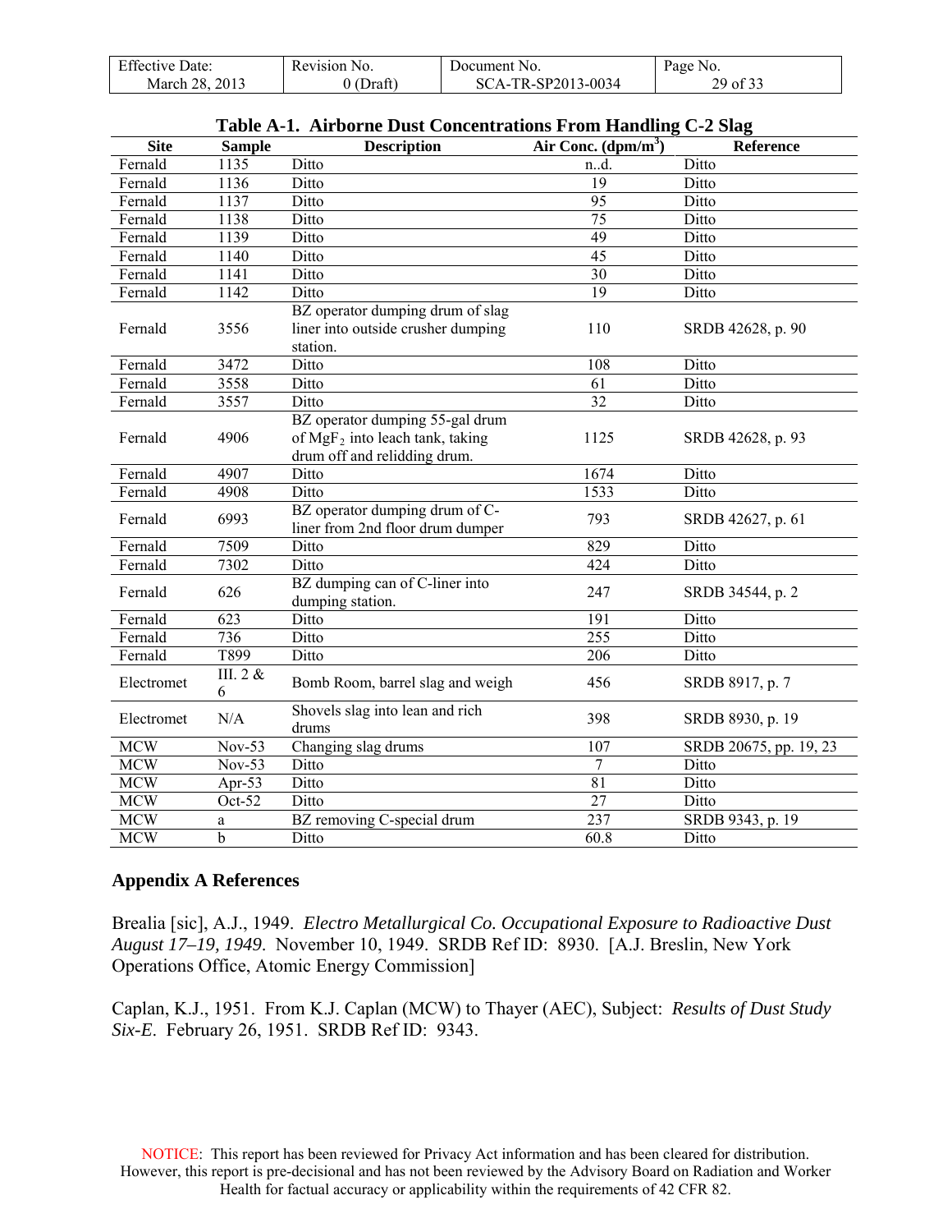**Table A-1. Airborne Dust Concentrations From Handling C-2 Slag**

| Site | Sample | Description | Air Conc. (dpm/m$^3$) | Reference |
|---|---|---|---|---|
| Fernald | 1135 | Ditto | n..d. | Ditto |
| Fernald | 1136 | Ditto | 19 | Ditto |
| Fernald | 1137 | Ditto | 95 | Ditto |
| Fernald | 1138 | Ditto | 75 | Ditto |
| Fernald | 1139 | Ditto | 49 | Ditto |
| Fernald | 1140 | Ditto | 45 | Ditto |
| Fernald | 1141 | Ditto | 30 | Ditto |
| Fernald | 1142 | Ditto | 19 | Ditto |
| Fernald | 3556 | BZ operator dumping drum of slag liner into outside crusher dumping station. | 110 | SRDB 42628, p. 90 |
| Fernald | 3472 | Ditto | 108 | Ditto |
| Fernald | 3558 | Ditto | 61 | Ditto |
| Fernald | 3557 | Ditto | 32 | Ditto |
| Fernald | 4906 | BZ operator dumping 55-gal drum of $MgF_2$ into leach tank, taking drum off and relidding drum. | 1125 | SRDB 42628, p. 93 |
| Fernald | 4907 | Ditto | 1674 | Ditto |
| Fernald | 4908 | Ditto | 1533 | Ditto |
| Fernald | 6993 | BZ operator dumping drum of C-liner from 2nd floor drum dumper | 793 | SRDB 42627, p. 61 |
| Fernald | 7509 | Ditto | 829 | Ditto |
| Fernald | 7302 | Ditto | 424 | Ditto |
| Fernald | 626 | BZ dumping can of C-liner into dumping station. | 247 | SRDB 34544, p. 2 |
| Fernald | 623 | Ditto | 191 | Ditto |
| Fernald | 736 | Ditto | 255 | Ditto |
| Fernald | T899 | Ditto | 206 | Ditto |
| Electromet | III. 2 & 6 | Bomb Room, barrel slag and weigh | 456 | SRDB 8917, p. 7 |
| Electromet | N/A | Shovels slag into lean and rich drums | 398 | SRDB 8930, p. 19 |
| MCW | Nov-53 | Changing slag drums | 107 | SRDB 20675, pp. 19, 23 |
| MCW | Nov-53 | Ditto | 7 | Ditto |
| MCW | Apr-53 | Ditto | 81 | Ditto |
| MCW | Oct-52 | Ditto | 27 | Ditto |
| MCW | a | BZ removing C-special drum | 237 | SRDB 9343, p. 19 |
| MCW | b | Ditto | 60.8 | Ditto |

## Appendix A References

Brealia [sic], A.J., 1949. *Electro Metallurgical Co. Occupational Exposure to Radioactive Dust August 17–19, 1949*. November 10, 1949. SRDB Ref ID: 8930. [A.J. Breslin, New York Operations Office, Atomic Energy Commission]

Caplan, K.J., 1951. From K.J. Caplan (MCW) to Thayer (AEC), Subject: *Results of Dust Study Six-E*. February 26, 1951. SRDB Ref ID: 9343.

NOTICE: This report has been reviewed for Privacy Act information and has been cleared for distribution. However, this report is pre-decisional and has not been reviewed by the Advisory Board on Radiation and Worker Health for factual accuracy or applicability within the requirements of 42 CFR 82.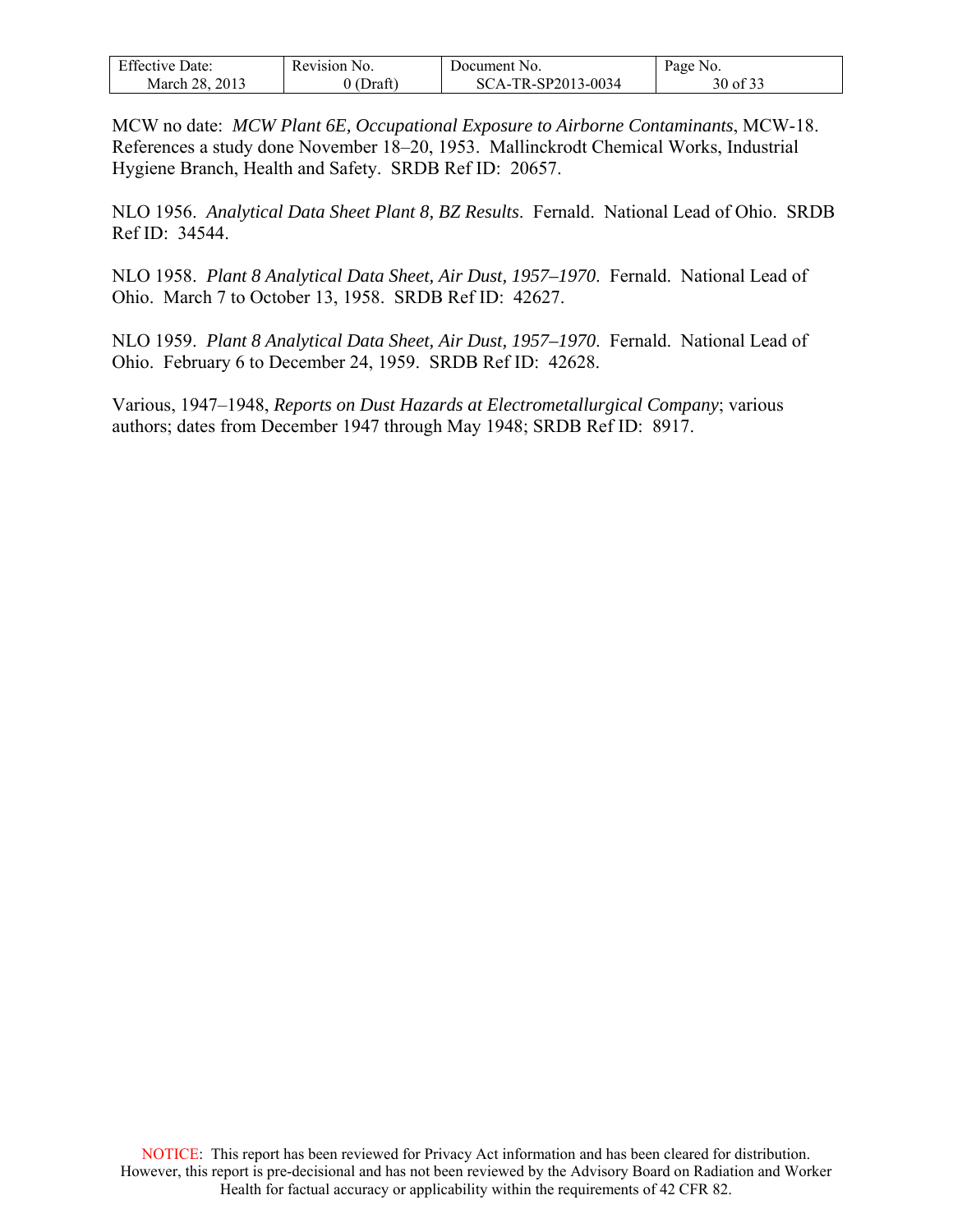MCW no date: *MCW Plant 6E, Occupational Exposure to Airborne Contaminants*, MCW-18. References a study done November 18–20, 1953. Mallinckrodt Chemical Works, Industrial Hygiene Branch, Health and Safety. SRDB Ref ID: 20657.

NLO 1956. *Analytical Data Sheet Plant 8, BZ Results*. Fernald. National Lead of Ohio. SRDB Ref ID: 34544.

NLO 1958. *Plant 8 Analytical Data Sheet, Air Dust, 1957–1970*. Fernald. National Lead of Ohio. March 7 to October 13, 1958. SRDB Ref ID: 42627.

NLO 1959. *Plant 8 Analytical Data Sheet, Air Dust, 1957–1970*. Fernald. National Lead of Ohio. February 6 to December 24, 1959. SRDB Ref ID: 42628.

Various, 1947–1948, *Reports on Dust Hazards at Electrometallurgical Company*; various authors; dates from December 1947 through May 1948; SRDB Ref ID: 8917.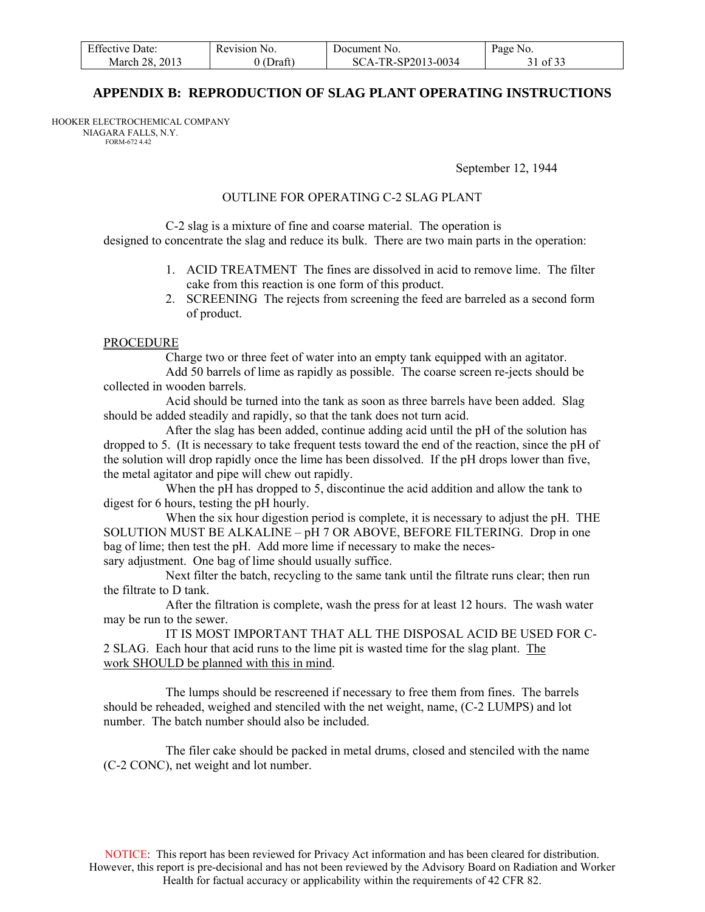## APPENDIX B: REPRODUCTION OF SLAG PLANT OPERATING INSTRUCTIONS

HOOKER ELECTROCHEMICAL COMPANY
NIAGARA FALLS, N.Y.
FORM-672 4.42

September 12, 1944

OUTLINE FOR OPERATING C-2 SLAG PLANT

C-2 slag is a mixture of fine and coarse material. The operation is designed to concentrate the slag and reduce its bulk. There are two main parts in the operation:

1. ACID TREATMENT The fines are dissolved in acid to remove lime. The filter cake from this reaction is one form of this product.
2. SCREENING The rejects from screening the feed are barreled as a second form of product.

<u>PROCEDURE</u>

Charge two or three feet of water into an empty tank equipped with an agitator.

Add 50 barrels of lime as rapidly as possible. The coarse screen re-jects should be collected in wooden barrels.

Acid should be turned into the tank as soon as three barrels have been added. Slag should be added steadily and rapidly, so that the tank does not turn acid.

After the slag has been added, continue adding acid until the pH of the solution has dropped to 5. (It is necessary to take frequent tests toward the end of the reaction, since the pH of the solution will drop rapidly once the lime has been dissolved. If the pH drops lower than five, the metal agitator and pipe will chew out rapidly.

When the pH has dropped to 5, discontinue the acid addition and allow the tank to digest for 6 hours, testing the pH hourly.

When the six hour digestion period is complete, it is necessary to adjust the pH. THE SOLUTION MUST BE ALKALINE – pH 7 OR ABOVE, BEFORE FILTERING. Drop in one bag of lime; then test the pH. Add more lime if necessary to make the neces-sary adjustment. One bag of lime should usually suffice.

Next filter the batch, recycling to the same tank until the filtrate runs clear; then run the filtrate to D tank.

After the filtration is complete, wash the press for at least 12 hours. The wash water may be run to the sewer.

IT IS MOST IMPORTANT THAT ALL THE DISPOSAL ACID BE USED FOR C-2 SLAG. Each hour that acid runs to the lime pit is wasted time for the slag plant. <u>The work SHOULD be planned with this in mind</u>.

The lumps should be rescreened if necessary to free them from fines. The barrels should be reheaded, weighed and stenciled with the net weight, name, (C-2 LUMPS) and lot number. The batch number should also be included.

The filer cake should be packed in metal drums, closed and stenciled with the name (C-2 CONC), net weight and lot number.

NOTICE: This report has been reviewed for Privacy Act information and has been cleared for distribution. However, this report is pre-decisional and has not been reviewed by the Advisory Board on Radiation and Worker Health for factual accuracy or applicability within the requirements of 42 CFR 82.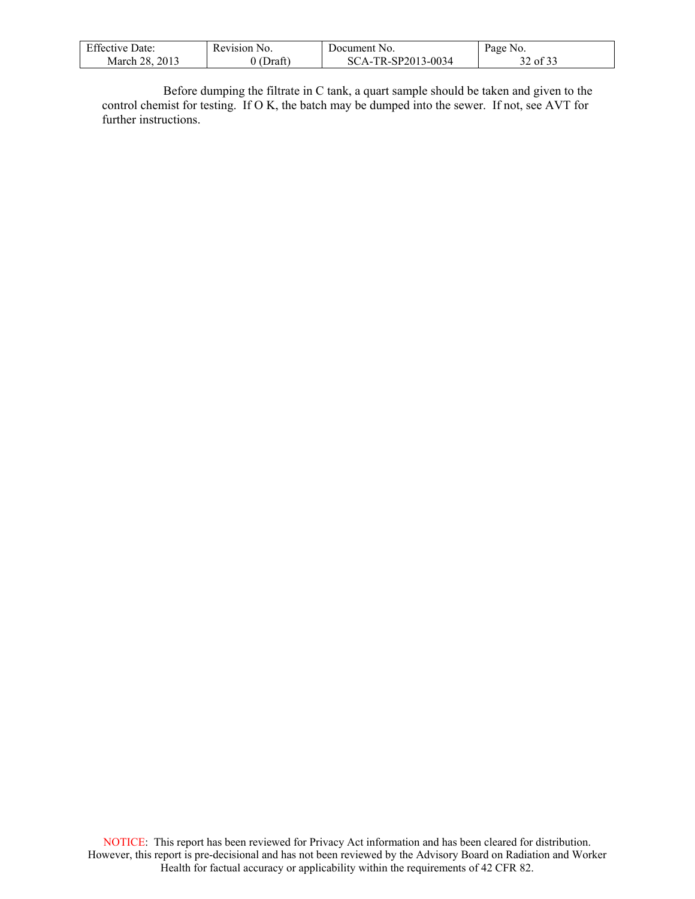Before dumping the filtrate in C tank, a quart sample should be taken and given to the control chemist for testing. If O K, the batch may be dumped into the sewer. If not, see AVT for further instructions.

NOTICE: This report has been reviewed for Privacy Act information and has been cleared for distribution. However, this report is pre-decisional and has not been reviewed by the Advisory Board on Radiation and Worker Health for factual accuracy or applicability within the requirements of 42 CFR 82.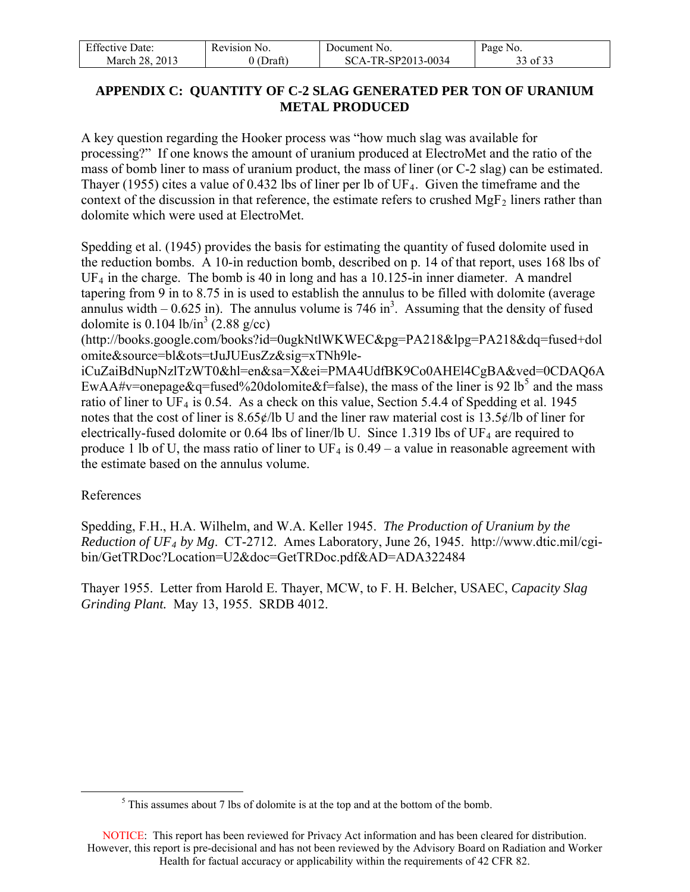## APPENDIX C: QUANTITY OF C-2 SLAG GENERATED PER TON OF URANIUM METAL PRODUCED

A key question regarding the Hooker process was "how much slag was available for processing?" If one knows the amount of uranium produced at ElectroMet and the ratio of the mass of bomb liner to mass of uranium product, the mass of liner (or C-2 slag) can be estimated. Thayer (1955) cites a value of 0.432 lbs of liner per lb of $UF_4$. Given the timeframe and the context of the discussion in that reference, the estimate refers to crushed $MgF_2$ liners rather than dolomite which were used at ElectroMet.

Spedding et al. (1945) provides the basis for estimating the quantity of fused dolomite used in the reduction bombs. A 10-in reduction bomb, described on p. 14 of that report, uses 168 lbs of $UF_4$ in the charge. The bomb is 40 in long and has a 10.125-in inner diameter. A mandrel tapering from 9 in to 8.75 in is used to establish the annulus to be filled with dolomite (average annulus width – 0.625 in). The annulus volume is 746 $in^3$. Assuming that the density of fused dolomite is 0.104 $lb/in^3$ (2.88 g/cc) (http://books.google.com/books?id=0ugkNtlWKWEC&pg=PA218&lpg=PA218&dq=fused+dolomite&source=bl&ots=tJuJUEusZz&sig=xTNh9le-iCuZaiBdNupNzlTzWT0&hl=en&sa=X&ei=PMA4UdfBK9Co0AHEl4CgBA&ved=0CDAQ6AEwAA#v=onepage&q=fused%20dolomite&f=false), the mass of the liner is 92 lb[5] and the mass ratio of liner to $UF_4$ is 0.54. As a check on this value, Section 5.4.4 of Spedding et al. 1945 notes that the cost of liner is 8.65¢/lb U and the liner raw material cost is 13.5¢/lb of liner for electrically-fused dolomite or 0.64 lbs of liner/lb U. Since 1.319 lbs of $UF_4$ are required to produce 1 lb of U, the mass ratio of liner to $UF_4$ is 0.49 – a value in reasonable agreement with the estimate based on the annulus volume.

References

Spedding, F.H., H.A. Wilhelm, and W.A. Keller 1945. *The Production of Uranium by the Reduction of $UF_4$ by Mg*. CT-2712. Ames Laboratory, June 26, 1945. http://www.dtic.mil/cgi-bin/GetTRDoc?Location=U2&doc=GetTRDoc.pdf&AD=ADA322484

Thayer 1955. Letter from Harold E. Thayer, MCW, to F. H. Belcher, USAEC, *Capacity Slag Grinding Plant.* May 13, 1955. SRDB 4012.

[5] This assumes about 7 lbs of dolomite is at the top and at the bottom of the bomb.

NOTICE: This report has been reviewed for Privacy Act information and has been cleared for distribution. However, this report is pre-decisional and has not been reviewed by the Advisory Board on Radiation and Worker Health for factual accuracy or applicability within the requirements of 42 CFR 82.